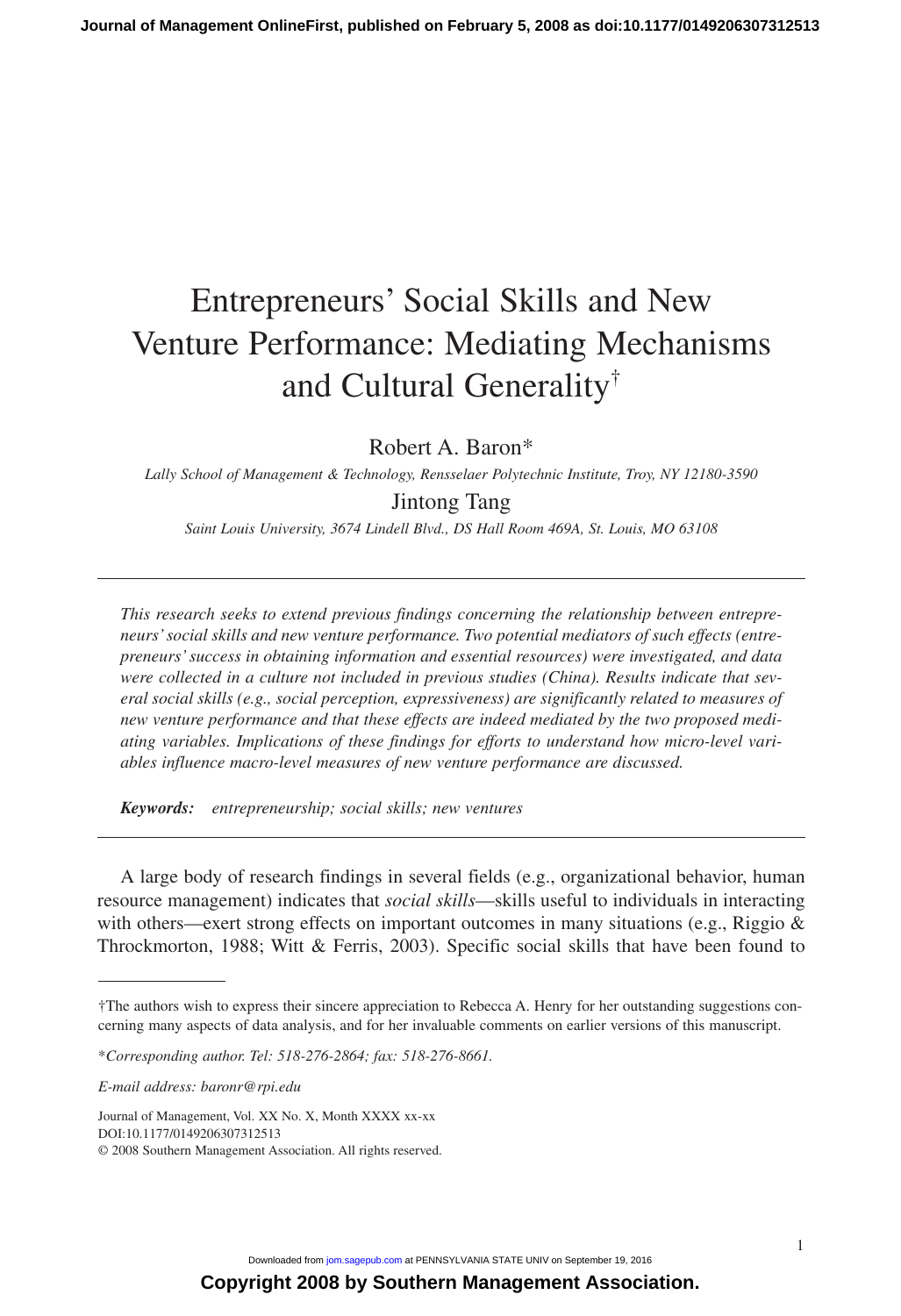# Entrepreneurs' Social Skills and New Venture Performance: Mediating Mechanisms and Cultural Generality[†]

Robert A. Baron*

*Lally School of Management & Technology, Rensselaer Polytechnic Institute, Troy, NY 12180-3590*

Jintong Tang

*Saint Louis University, 3674 Lindell Blvd., DS Hall Room 469A, St. Louis, MO 63108*

---

*This research seeks to extend previous findings concerning the relationship between entrepreneurs' social skills and new venture performance. Two potential mediators of such effects (entrepreneurs' success in obtaining information and essential resources) were investigated, and data were collected in a culture not included in previous studies (China). Results indicate that several social skills (e.g., social perception, expressiveness) are significantly related to measures of new venture performance and that these effects are indeed mediated by the two proposed mediating variables. Implications of these findings for efforts to understand how micro-level variables influence macro-level measures of new venture performance are discussed.*

***Keywords:*** *entrepreneurship; social skills; new ventures*

---

A large body of research findings in several fields (e.g., organizational behavior, human resource management) indicates that *social skills*—skills useful to individuals in interacting with others—exert strong effects on important outcomes in many situations (e.g., Riggio & Throckmorton, 1988; Witt & Ferris, 2003). Specific social skills that have been found to

---

†The authors wish to express their sincere appreciation to Rebecca A. Henry for her outstanding suggestions concerning many aspects of data analysis, and for her invaluable comments on earlier versions of this manuscript.

\*Corresponding author. Tel: 518-276-2864; fax: 518-276-8661.

*E-mail address: baronr@rpi.edu*

DOI:10.1177/0149206307312513

© 2008 Southern Management Association. All rights reserved.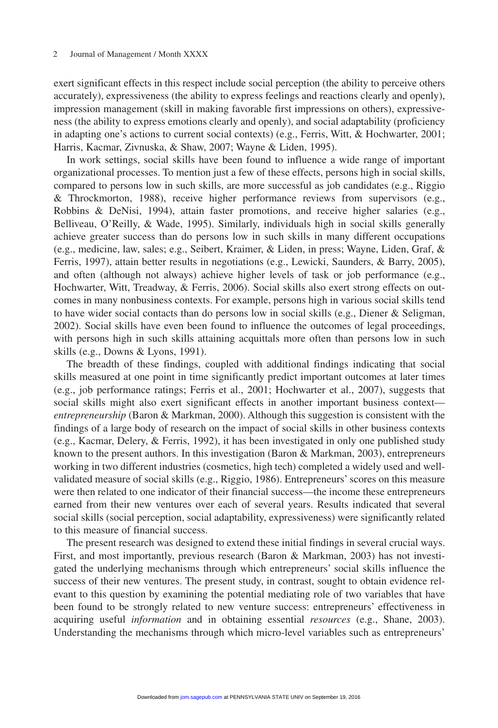exert significant effects in this respect include social perception (the ability to perceive others accurately), expressiveness (the ability to express feelings and reactions clearly and openly), impression management (skill in making favorable first impressions on others), expressiveness (the ability to express emotions clearly and openly), and social adaptability (proficiency in adapting one's actions to current social contexts) (e.g., Ferris, Witt, & Hochwarter, 2001; Harris, Kacmar, Zivnuska, & Shaw, 2007; Wayne & Liden, 1995).

In work settings, social skills have been found to influence a wide range of important organizational processes. To mention just a few of these effects, persons high in social skills, compared to persons low in such skills, are more successful as job candidates (e.g., Riggio & Throckmorton, 1988), receive higher performance reviews from supervisors (e.g., Robbins & DeNisi, 1994), attain faster promotions, and receive higher salaries (e.g., Belliveau, O'Reilly, & Wade, 1995). Similarly, individuals high in social skills generally achieve greater success than do persons low in such skills in many different occupations (e.g., medicine, law, sales; e.g., Seibert, Kraimer, & Liden, in press; Wayne, Liden, Graf, & Ferris, 1997), attain better results in negotiations (e.g., Lewicki, Saunders, & Barry, 2005), and often (although not always) achieve higher levels of task or job performance (e.g., Hochwarter, Witt, Treadway, & Ferris, 2006). Social skills also exert strong effects on outcomes in many nonbusiness contexts. For example, persons high in various social skills tend to have wider social contacts than do persons low in social skills (e.g., Diener & Seligman, 2002). Social skills have even been found to influence the outcomes of legal proceedings, with persons high in such skills attaining acquittals more often than persons low in such skills (e.g., Downs & Lyons, 1991).

The breadth of these findings, coupled with additional findings indicating that social skills measured at one point in time significantly predict important outcomes at later times (e.g., job performance ratings; Ferris et al., 2001; Hochwarter et al., 2007), suggests that social skills might also exert significant effects in another important business context—*entrepreneurship* (Baron & Markman, 2000). Although this suggestion is consistent with the findings of a large body of research on the impact of social skills in other business contexts (e.g., Kacmar, Delery, & Ferris, 1992), it has been investigated in only one published study known to the present authors. In this investigation (Baron & Markman, 2003), entrepreneurs working in two different industries (cosmetics, high tech) completed a widely used and well-validated measure of social skills (e.g., Riggio, 1986). Entrepreneurs' scores on this measure were then related to one indicator of their financial success—the income these entrepreneurs earned from their new ventures over each of several years. Results indicated that several social skills (social perception, social adaptability, expressiveness) were significantly related to this measure of financial success.

The present research was designed to extend these initial findings in several crucial ways. First, and most importantly, previous research (Baron & Markman, 2003) has not investigated the underlying mechanisms through which entrepreneurs' social skills influence the success of their new ventures. The present study, in contrast, sought to obtain evidence relevant to this question by examining the potential mediating role of two variables that have been found to be strongly related to new venture success: entrepreneurs' effectiveness in acquiring useful *information* and in obtaining essential *resources* (e.g., Shane, 2003). Understanding the mechanisms through which micro-level variables such as entrepreneurs'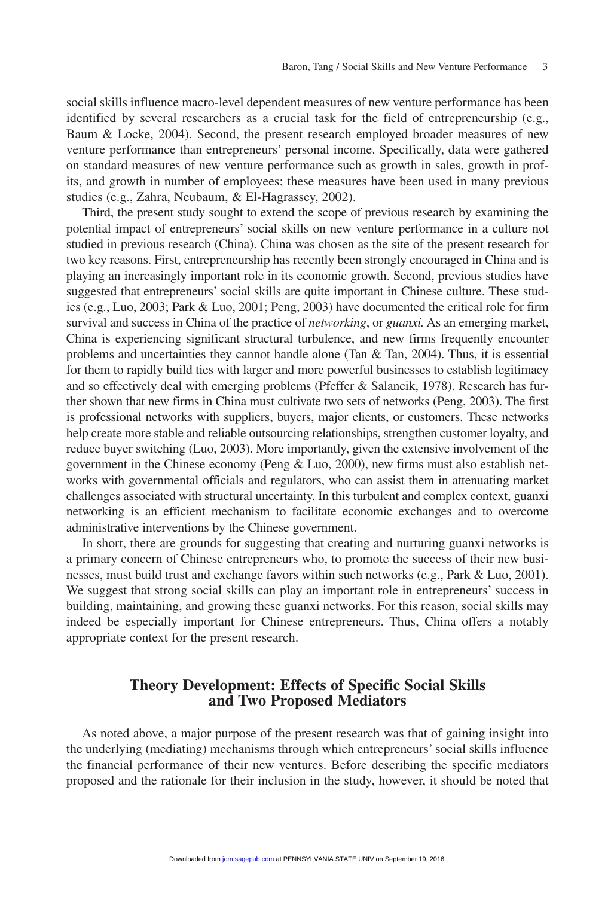social skills influence macro-level dependent measures of new venture performance has been identified by several researchers as a crucial task for the field of entrepreneurship (e.g., Baum & Locke, 2004). Second, the present research employed broader measures of new venture performance than entrepreneurs' personal income. Specifically, data were gathered on standard measures of new venture performance such as growth in sales, growth in profits, and growth in number of employees; these measures have been used in many previous studies (e.g., Zahra, Neubaum, & El-Hagrassey, 2002).

Third, the present study sought to extend the scope of previous research by examining the potential impact of entrepreneurs' social skills on new venture performance in a culture not studied in previous research (China). China was chosen as the site of the present research for two key reasons. First, entrepreneurship has recently been strongly encouraged in China and is playing an increasingly important role in its economic growth. Second, previous studies have suggested that entrepreneurs' social skills are quite important in Chinese culture. These studies (e.g., Luo, 2003; Park & Luo, 2001; Peng, 2003) have documented the critical role for firm survival and success in China of the practice of *networking*, or *guanxi.* As an emerging market, China is experiencing significant structural turbulence, and new firms frequently encounter problems and uncertainties they cannot handle alone (Tan & Tan, 2004). Thus, it is essential for them to rapidly build ties with larger and more powerful businesses to establish legitimacy and so effectively deal with emerging problems (Pfeffer & Salancik, 1978). Research has further shown that new firms in China must cultivate two sets of networks (Peng, 2003). The first is professional networks with suppliers, buyers, major clients, or customers. These networks help create more stable and reliable outsourcing relationships, strengthen customer loyalty, and reduce buyer switching (Luo, 2003). More importantly, given the extensive involvement of the government in the Chinese economy (Peng & Luo, 2000), new firms must also establish networks with governmental officials and regulators, who can assist them in attenuating market challenges associated with structural uncertainty. In this turbulent and complex context, guanxi networking is an efficient mechanism to facilitate economic exchanges and to overcome administrative interventions by the Chinese government.

In short, there are grounds for suggesting that creating and nurturing guanxi networks is a primary concern of Chinese entrepreneurs who, to promote the success of their new businesses, must build trust and exchange favors within such networks (e.g., Park & Luo, 2001). We suggest that strong social skills can play an important role in entrepreneurs' success in building, maintaining, and growing these guanxi networks. For this reason, social skills may indeed be especially important for Chinese entrepreneurs. Thus, China offers a notably appropriate context for the present research.

## Theory Development: Effects of Specific Social Skills and Two Proposed Mediators

As noted above, a major purpose of the present research was that of gaining insight into the underlying (mediating) mechanisms through which entrepreneurs' social skills influence the financial performance of their new ventures. Before describing the specific mediators proposed and the rationale for their inclusion in the study, however, it should be noted that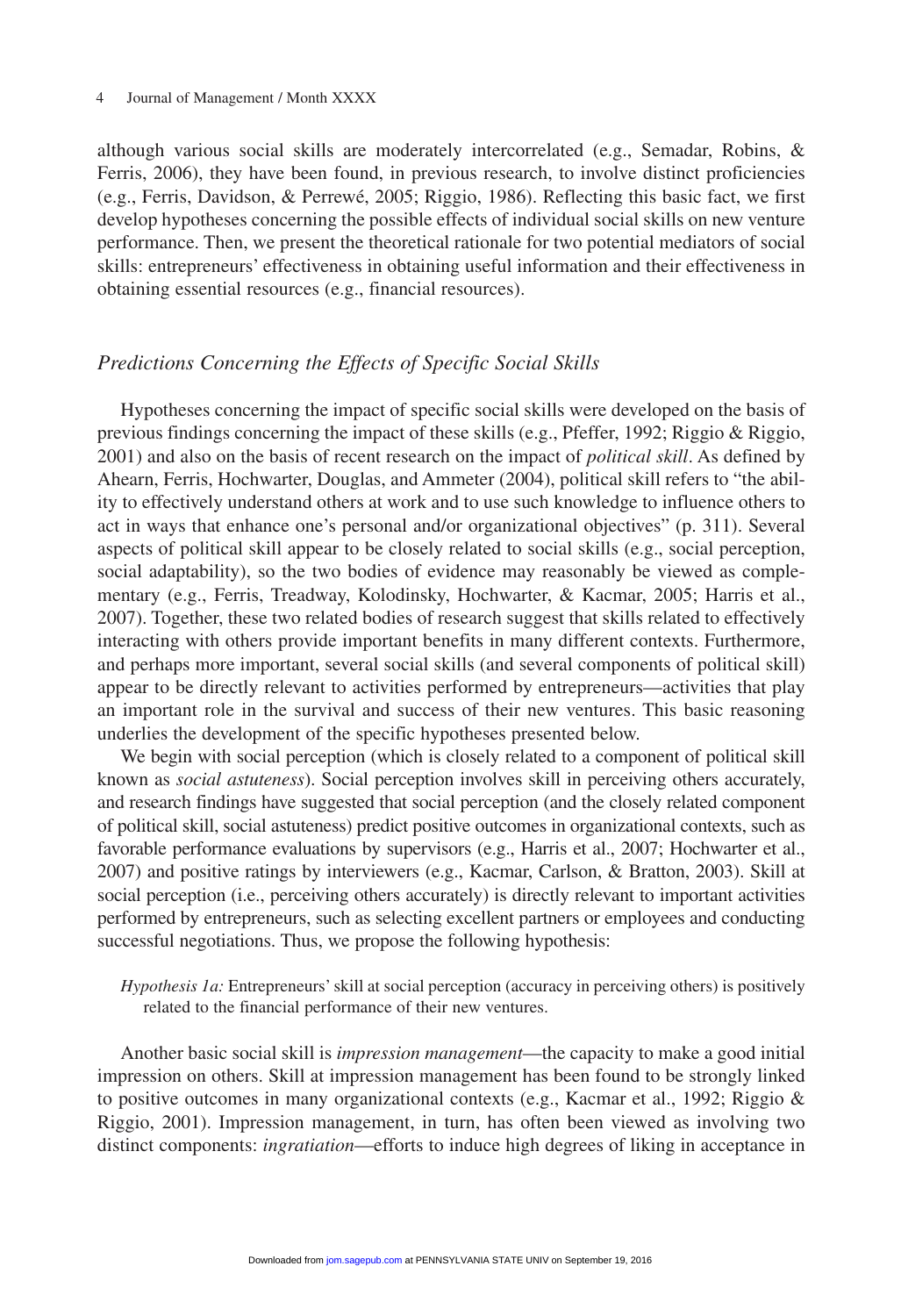although various social skills are moderately intercorrelated (e.g., Semadar, Robins, & Ferris, 2006), they have been found, in previous research, to involve distinct proficiencies (e.g., Ferris, Davidson, & Perrewé, 2005; Riggio, 1986). Reflecting this basic fact, we first develop hypotheses concerning the possible effects of individual social skills on new venture performance. Then, we present the theoretical rationale for two potential mediators of social skills: entrepreneurs' effectiveness in obtaining useful information and their effectiveness in obtaining essential resources (e.g., financial resources).

### *Predictions Concerning the Effects of Specific Social Skills*

Hypotheses concerning the impact of specific social skills were developed on the basis of previous findings concerning the impact of these skills (e.g., Pfeffer, 1992; Riggio & Riggio, 2001) and also on the basis of recent research on the impact of *political skill*. As defined by Ahearn, Ferris, Hochwarter, Douglas, and Ammeter (2004), political skill refers to "the ability to effectively understand others at work and to use such knowledge to influence others to act in ways that enhance one's personal and/or organizational objectives" (p. 311). Several aspects of political skill appear to be closely related to social skills (e.g., social perception, social adaptability), so the two bodies of evidence may reasonably be viewed as complementary (e.g., Ferris, Treadway, Kolodinsky, Hochwarter, & Kacmar, 2005; Harris et al., 2007). Together, these two related bodies of research suggest that skills related to effectively interacting with others provide important benefits in many different contexts. Furthermore, and perhaps more important, several social skills (and several components of political skill) appear to be directly relevant to activities performed by entrepreneurs—activities that play an important role in the survival and success of their new ventures. This basic reasoning underlies the development of the specific hypotheses presented below.

We begin with social perception (which is closely related to a component of political skill known as *social astuteness*). Social perception involves skill in perceiving others accurately, and research findings have suggested that social perception (and the closely related component of political skill, social astuteness) predict positive outcomes in organizational contexts, such as favorable performance evaluations by supervisors (e.g., Harris et al., 2007; Hochwarter et al., 2007) and positive ratings by interviewers (e.g., Kacmar, Carlson, & Bratton, 2003). Skill at social perception (i.e., perceiving others accurately) is directly relevant to important activities performed by entrepreneurs, such as selecting excellent partners or employees and conducting successful negotiations. Thus, we propose the following hypothesis:

> *Hypothesis 1a:* Entrepreneurs' skill at social perception (accuracy in perceiving others) is positively related to the financial performance of their new ventures.

Another basic social skill is *impression management*—the capacity to make a good initial impression on others. Skill at impression management has been found to be strongly linked to positive outcomes in many organizational contexts (e.g., Kacmar et al., 1992; Riggio & Riggio, 2001). Impression management, in turn, has often been viewed as involving two distinct components: *ingratiation*—efforts to induce high degrees of liking in acceptance in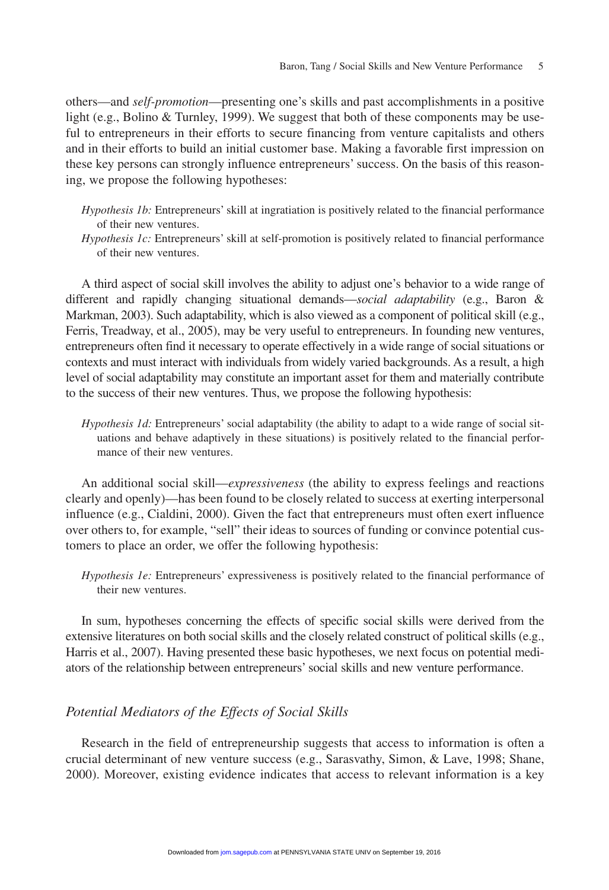others—and *self-promotion*—presenting one's skills and past accomplishments in a positive light (e.g., Bolino & Turnley, 1999). We suggest that both of these components may be useful to entrepreneurs in their efforts to secure financing from venture capitalists and others and in their efforts to build an initial customer base. Making a favorable first impression on these key persons can strongly influence entrepreneurs' success. On the basis of this reasoning, we propose the following hypotheses:

> *Hypothesis 1b:* Entrepreneurs' skill at ingratiation is positively related to the financial performance of their new ventures.
>
> *Hypothesis 1c:* Entrepreneurs' skill at self-promotion is positively related to financial performance of their new ventures.

A third aspect of social skill involves the ability to adjust one's behavior to a wide range of different and rapidly changing situational demands—*social adaptability* (e.g., Baron & Markman, 2003). Such adaptability, which is also viewed as a component of political skill (e.g., Ferris, Treadway, et al., 2005), may be very useful to entrepreneurs. In founding new ventures, entrepreneurs often find it necessary to operate effectively in a wide range of social situations or contexts and must interact with individuals from widely varied backgrounds. As a result, a high level of social adaptability may constitute an important asset for them and materially contribute to the success of their new ventures. Thus, we propose the following hypothesis:

> *Hypothesis 1d:* Entrepreneurs' social adaptability (the ability to adapt to a wide range of social situations and behave adaptively in these situations) is positively related to the financial performance of their new ventures.

An additional social skill—*expressiveness* (the ability to express feelings and reactions clearly and openly)—has been found to be closely related to success at exerting interpersonal influence (e.g., Cialdini, 2000). Given the fact that entrepreneurs must often exert influence over others to, for example, "sell" their ideas to sources of funding or convince potential customers to place an order, we offer the following hypothesis:

> *Hypothesis 1e:* Entrepreneurs' expressiveness is positively related to the financial performance of their new ventures.

In sum, hypotheses concerning the effects of specific social skills were derived from the extensive literatures on both social skills and the closely related construct of political skills (e.g., Harris et al., 2007). Having presented these basic hypotheses, we next focus on potential mediators of the relationship between entrepreneurs' social skills and new venture performance.

### *Potential Mediators of the Effects of Social Skills*

Research in the field of entrepreneurship suggests that access to information is often a crucial determinant of new venture success (e.g., Sarasvathy, Simon, & Lave, 1998; Shane, 2000). Moreover, existing evidence indicates that access to relevant information is a key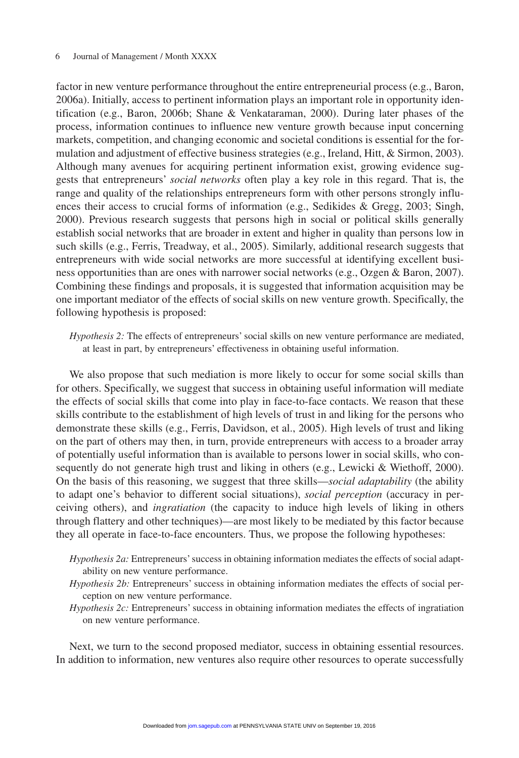factor in new venture performance throughout the entire entrepreneurial process (e.g., Baron, 2006a). Initially, access to pertinent information plays an important role in opportunity identification (e.g., Baron, 2006b; Shane & Venkataraman, 2000). During later phases of the process, information continues to influence new venture growth because input concerning markets, competition, and changing economic and societal conditions is essential for the formulation and adjustment of effective business strategies (e.g., Ireland, Hitt, & Sirmon, 2003). Although many avenues for acquiring pertinent information exist, growing evidence suggests that entrepreneurs' *social networks* often play a key role in this regard. That is, the range and quality of the relationships entrepreneurs form with other persons strongly influences their access to crucial forms of information (e.g., Sedikides & Gregg, 2003; Singh, 2000). Previous research suggests that persons high in social or political skills generally establish social networks that are broader in extent and higher in quality than persons low in such skills (e.g., Ferris, Treadway, et al., 2005). Similarly, additional research suggests that entrepreneurs with wide social networks are more successful at identifying excellent business opportunities than are ones with narrower social networks (e.g., Ozgen & Baron, 2007). Combining these findings and proposals, it is suggested that information acquisition may be one important mediator of the effects of social skills on new venture growth. Specifically, the following hypothesis is proposed:

> *Hypothesis 2:* The effects of entrepreneurs' social skills on new venture performance are mediated, at least in part, by entrepreneurs' effectiveness in obtaining useful information.

We also propose that such mediation is more likely to occur for some social skills than for others. Specifically, we suggest that success in obtaining useful information will mediate the effects of social skills that come into play in face-to-face contacts. We reason that these skills contribute to the establishment of high levels of trust in and liking for the persons who demonstrate these skills (e.g., Ferris, Davidson, et al., 2005). High levels of trust and liking on the part of others may then, in turn, provide entrepreneurs with access to a broader array of potentially useful information than is available to persons lower in social skills, who consequently do not generate high trust and liking in others (e.g., Lewicki & Wiethoff, 2000). On the basis of this reasoning, we suggest that three skills—*social adaptability* (the ability to adapt one's behavior to different social situations), *social perception* (accuracy in perceiving others), and *ingratiation* (the capacity to induce high levels of liking in others through flattery and other techniques)—are most likely to be mediated by this factor because they all operate in face-to-face encounters. Thus, we propose the following hypotheses:

> *Hypothesis 2a:* Entrepreneurs' success in obtaining information mediates the effects of social adaptability on new venture performance.
>
> *Hypothesis 2b:* Entrepreneurs' success in obtaining information mediates the effects of social perception on new venture performance.
>
> *Hypothesis 2c:* Entrepreneurs' success in obtaining information mediates the effects of ingratiation on new venture performance.

Next, we turn to the second proposed mediator, success in obtaining essential resources. In addition to information, new ventures also require other resources to operate successfully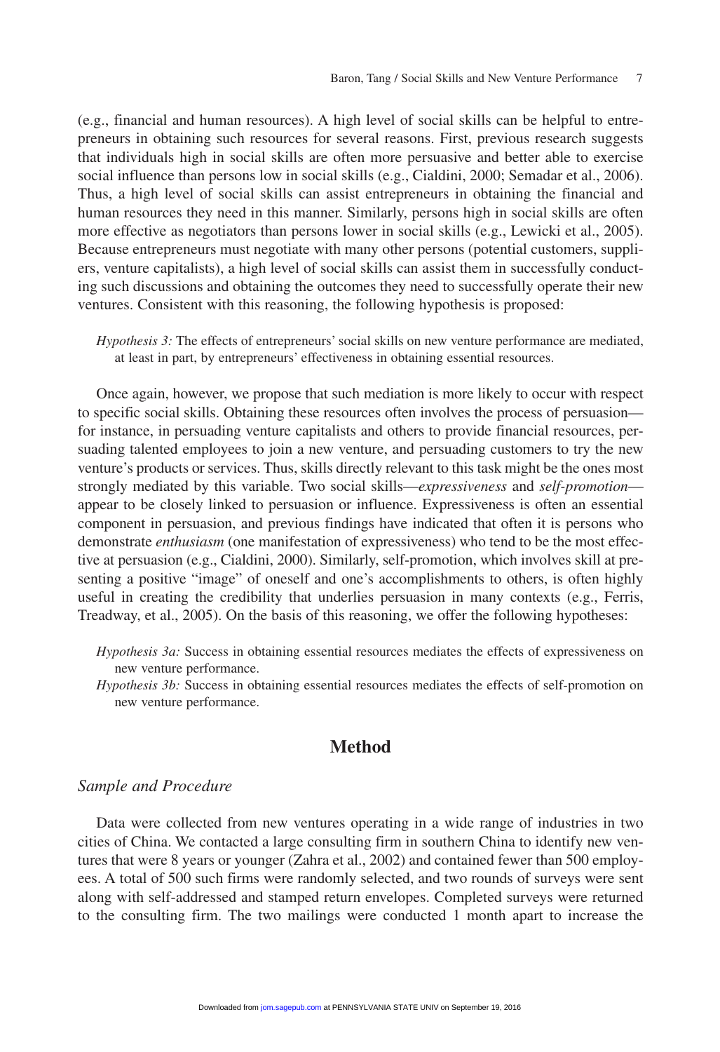(e.g., financial and human resources). A high level of social skills can be helpful to entrepreneurs in obtaining such resources for several reasons. First, previous research suggests that individuals high in social skills are often more persuasive and better able to exercise social influence than persons low in social skills (e.g., Cialdini, 2000; Semadar et al., 2006). Thus, a high level of social skills can assist entrepreneurs in obtaining the financial and human resources they need in this manner. Similarly, persons high in social skills are often more effective as negotiators than persons lower in social skills (e.g., Lewicki et al., 2005). Because entrepreneurs must negotiate with many other persons (potential customers, suppliers, venture capitalists), a high level of social skills can assist them in successfully conducting such discussions and obtaining the outcomes they need to successfully operate their new ventures. Consistent with this reasoning, the following hypothesis is proposed:

> *Hypothesis 3:* The effects of entrepreneurs' social skills on new venture performance are mediated, at least in part, by entrepreneurs' effectiveness in obtaining essential resources.

Once again, however, we propose that such mediation is more likely to occur with respect to specific social skills. Obtaining these resources often involves the process of persuasion—for instance, in persuading venture capitalists and others to provide financial resources, persuading talented employees to join a new venture, and persuading customers to try the new venture's products or services. Thus, skills directly relevant to this task might be the ones most strongly mediated by this variable. Two social skills—*expressiveness* and *self-promotion*—appear to be closely linked to persuasion or influence. Expressiveness is often an essential component in persuasion, and previous findings have indicated that often it is persons who demonstrate *enthusiasm* (one manifestation of expressiveness) who tend to be the most effective at persuasion (e.g., Cialdini, 2000). Similarly, self-promotion, which involves skill at presenting a positive "image" of oneself and one's accomplishments to others, is often highly useful in creating the credibility that underlies persuasion in many contexts (e.g., Ferris, Treadway, et al., 2005). On the basis of this reasoning, we offer the following hypotheses:

> *Hypothesis 3a:* Success in obtaining essential resources mediates the effects of expressiveness on new venture performance.
>
> *Hypothesis 3b:* Success in obtaining essential resources mediates the effects of self-promotion on new venture performance.

## Method

### *Sample and Procedure*

Data were collected from new ventures operating in a wide range of industries in two cities of China. We contacted a large consulting firm in southern China to identify new ventures that were 8 years or younger (Zahra et al., 2002) and contained fewer than 500 employees. A total of 500 such firms were randomly selected, and two rounds of surveys were sent along with self-addressed and stamped return envelopes. Completed surveys were returned to the consulting firm. The two mailings were conducted 1 month apart to increase the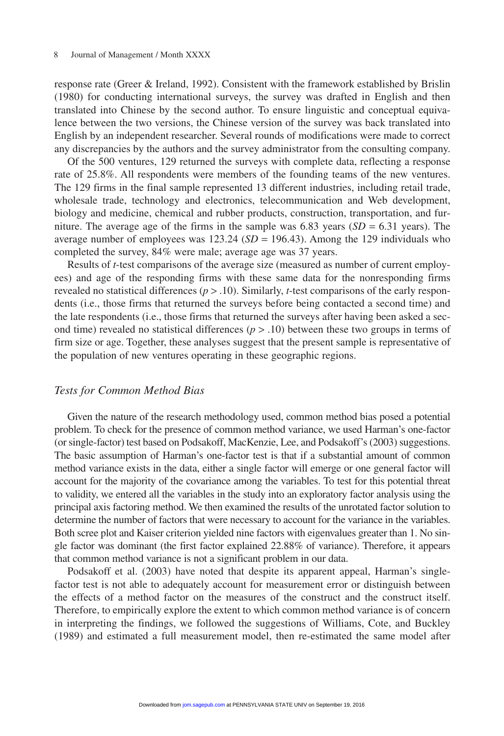response rate (Greer & Ireland, 1992). Consistent with the framework established by Brislin (1980) for conducting international surveys, the survey was drafted in English and then translated into Chinese by the second author. To ensure linguistic and conceptual equivalence between the two versions, the Chinese version of the survey was back translated into English by an independent researcher. Several rounds of modifications were made to correct any discrepancies by the authors and the survey administrator from the consulting company.

Of the 500 ventures, 129 returned the surveys with complete data, reflecting a response rate of 25.8%. All respondents were members of the founding teams of the new ventures. The 129 firms in the final sample represented 13 different industries, including retail trade, wholesale trade, technology and electronics, telecommunication and Web development, biology and medicine, chemical and rubber products, construction, transportation, and furniture. The average age of the firms in the sample was 6.83 years ($SD$ = 6.31 years). The average number of employees was 123.24 ($SD$ = 196.43). Among the 129 individuals who completed the survey, 84% were male; average age was 37 years.

Results of $t$-test comparisons of the average size (measured as number of current employees) and age of the responding firms with these same data for the nonresponding firms revealed no statistical differences ($p > .10$). Similarly, $t$-test comparisons of the early respondents (i.e., those firms that returned the surveys before being contacted a second time) and the late respondents (i.e., those firms that returned the surveys after having been asked a second time) revealed no statistical differences ($p > .10$) between these two groups in terms of firm size or age. Together, these analyses suggest that the present sample is representative of the population of new ventures operating in these geographic regions.

### *Tests for Common Method Bias*

Given the nature of the research methodology used, common method bias posed a potential problem. To check for the presence of common method variance, we used Harman's one-factor (or single-factor) test based on Podsakoff, MacKenzie, Lee, and Podsakoff's (2003) suggestions. The basic assumption of Harman's one-factor test is that if a substantial amount of common method variance exists in the data, either a single factor will emerge or one general factor will account for the majority of the covariance among the variables. To test for this potential threat to validity, we entered all the variables in the study into an exploratory factor analysis using the principal axis factoring method. We then examined the results of the unrotated factor solution to determine the number of factors that were necessary to account for the variance in the variables. Both scree plot and Kaiser criterion yielded nine factors with eigenvalues greater than 1. No single factor was dominant (the first factor explained 22.88% of variance). Therefore, it appears that common method variance is not a significant problem in our data.

Podsakoff et al. (2003) have noted that despite its apparent appeal, Harman's single-factor test is not able to adequately account for measurement error or distinguish between the effects of a method factor on the measures of the construct and the construct itself. Therefore, to empirically explore the extent to which common method variance is of concern in interpreting the findings, we followed the suggestions of Williams, Cote, and Buckley (1989) and estimated a full measurement model, then re-estimated the same model after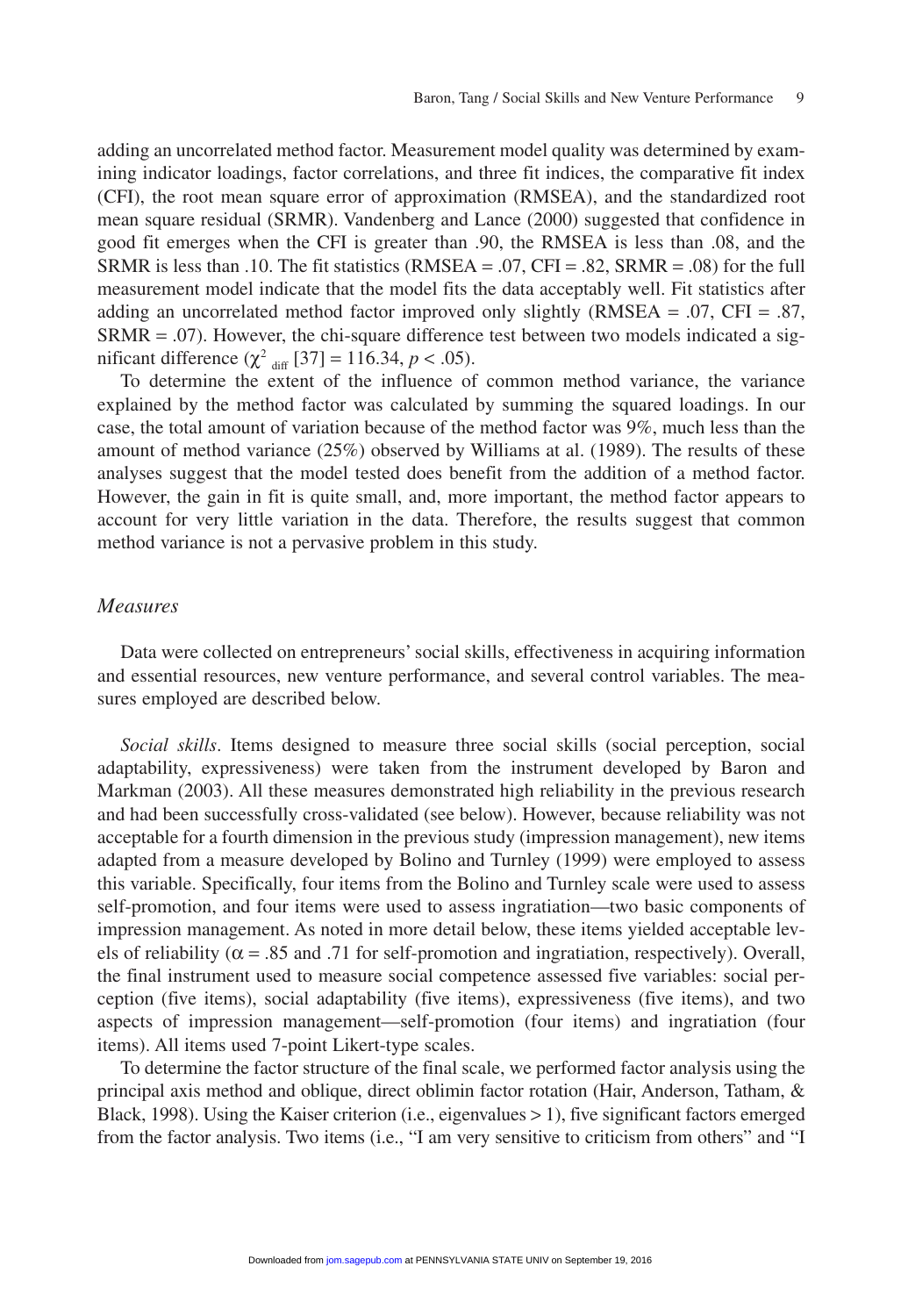adding an uncorrelated method factor. Measurement model quality was determined by examining indicator loadings, factor correlations, and three fit indices, the comparative fit index (CFI), the root mean square error of approximation (RMSEA), and the standardized root mean square residual (SRMR). Vandenberg and Lance (2000) suggested that confidence in good fit emerges when the CFI is greater than .90, the RMSEA is less than .08, and the SRMR is less than .10. The fit statistics (RMSEA = .07, CFI = .82, SRMR = .08) for the full measurement model indicate that the model fits the data acceptably well. Fit statistics after adding an uncorrelated method factor improved only slightly (RMSEA = .07, CFI = .87, SRMR = .07). However, the chi-square difference test between two models indicated a significant difference ($\chi^2_{\text{diff}}$ [37] = 116.34, $p < .05$).

To determine the extent of the influence of common method variance, the variance explained by the method factor was calculated by summing the squared loadings. In our case, the total amount of variation because of the method factor was 9%, much less than the amount of method variance (25%) observed by Williams at al. (1989). The results of these analyses suggest that the model tested does benefit from the addition of a method factor. However, the gain in fit is quite small, and, more important, the method factor appears to account for very little variation in the data. Therefore, the results suggest that common method variance is not a pervasive problem in this study.

### *Measures*

Data were collected on entrepreneurs' social skills, effectiveness in acquiring information and essential resources, new venture performance, and several control variables. The measures employed are described below.

*Social skills*. Items designed to measure three social skills (social perception, social adaptability, expressiveness) were taken from the instrument developed by Baron and Markman (2003). All these measures demonstrated high reliability in the previous research and had been successfully cross-validated (see below). However, because reliability was not acceptable for a fourth dimension in the previous study (impression management), new items adapted from a measure developed by Bolino and Turnley (1999) were employed to assess this variable. Specifically, four items from the Bolino and Turnley scale were used to assess self-promotion, and four items were used to assess ingratiation—two basic components of impression management. As noted in more detail below, these items yielded acceptable levels of reliability ($\alpha$ = .85 and .71 for self-promotion and ingratiation, respectively). Overall, the final instrument used to measure social competence assessed five variables: social perception (five items), social adaptability (five items), expressiveness (five items), and two aspects of impression management—self-promotion (four items) and ingratiation (four items). All items used 7-point Likert-type scales.

To determine the factor structure of the final scale, we performed factor analysis using the principal axis method and oblique, direct oblimin factor rotation (Hair, Anderson, Tatham, & Black, 1998). Using the Kaiser criterion (i.e., eigenvalues > 1), five significant factors emerged from the factor analysis. Two items (i.e., "I am very sensitive to criticism from others" and "I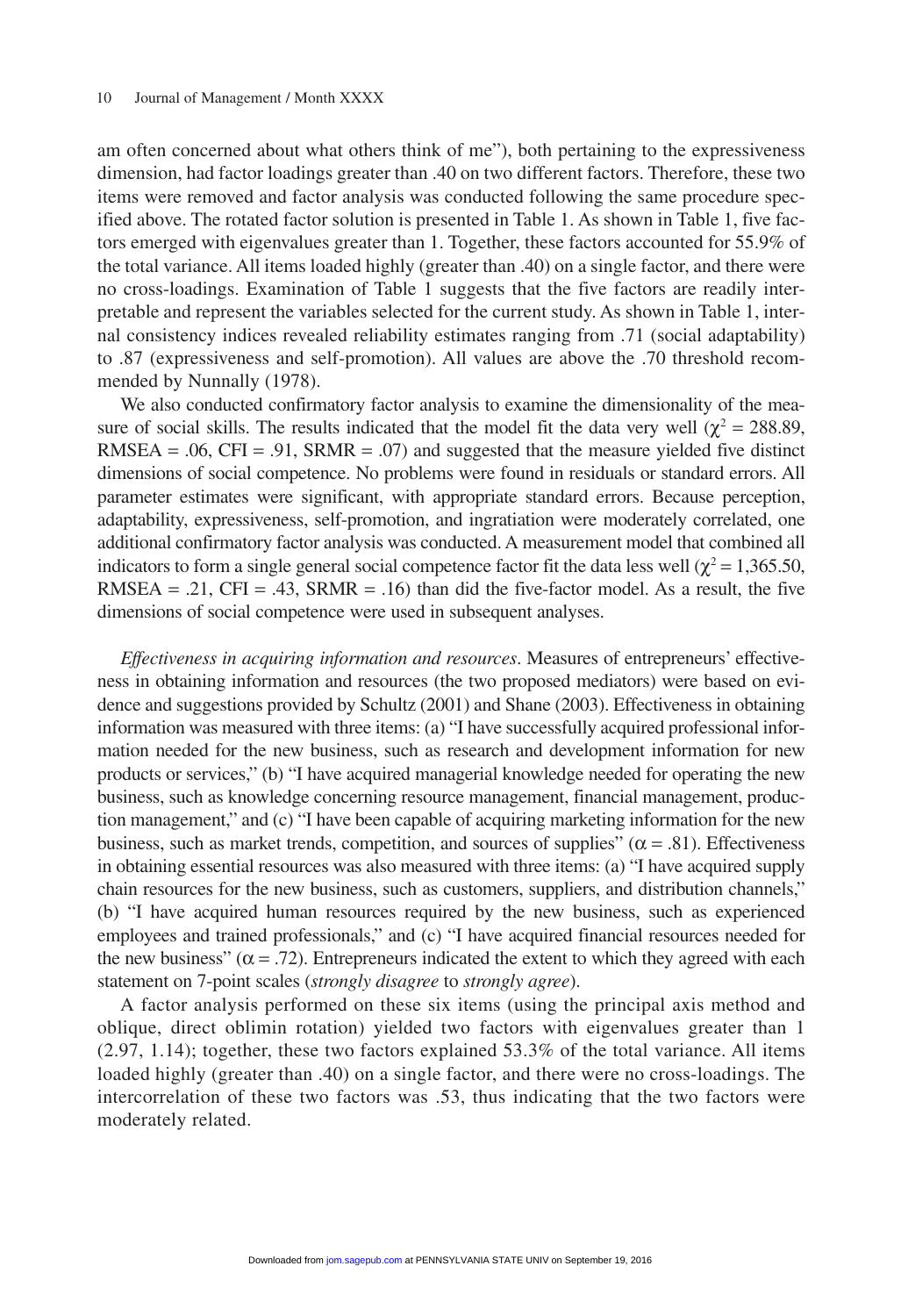am often concerned about what others think of me"), both pertaining to the expressiveness dimension, had factor loadings greater than .40 on two different factors. Therefore, these two items were removed and factor analysis was conducted following the same procedure specified above. The rotated factor solution is presented in Table 1. As shown in Table 1, five factors emerged with eigenvalues greater than 1. Together, these factors accounted for 55.9% of the total variance. All items loaded highly (greater than .40) on a single factor, and there were no cross-loadings. Examination of Table 1 suggests that the five factors are readily interpretable and represent the variables selected for the current study. As shown in Table 1, internal consistency indices revealed reliability estimates ranging from .71 (social adaptability) to .87 (expressiveness and self-promotion). All values are above the .70 threshold recommended by Nunnally (1978).

We also conducted confirmatory factor analysis to examine the dimensionality of the measure of social skills. The results indicated that the model fit the data very well ($\chi^2 = 288.89$, RMSEA = .06, CFI = .91, SRMR = .07) and suggested that the measure yielded five distinct dimensions of social competence. No problems were found in residuals or standard errors. All parameter estimates were significant, with appropriate standard errors. Because perception, adaptability, expressiveness, self-promotion, and ingratiation were moderately correlated, one additional confirmatory factor analysis was conducted. A measurement model that combined all indicators to form a single general social competence factor fit the data less well ($\chi^2 = 1{,}365.50$, RMSEA = .21, CFI = .43, SRMR = .16) than did the five-factor model. As a result, the five dimensions of social competence were used in subsequent analyses.

*Effectiveness in acquiring information and resources*. Measures of entrepreneurs' effectiveness in obtaining information and resources (the two proposed mediators) were based on evidence and suggestions provided by Schultz (2001) and Shane (2003). Effectiveness in obtaining information was measured with three items: (a) "I have successfully acquired professional information needed for the new business, such as research and development information for new products or services," (b) "I have acquired managerial knowledge needed for operating the new business, such as knowledge concerning resource management, financial management, production management," and (c) "I have been capable of acquiring marketing information for the new business, such as market trends, competition, and sources of supplies" ($\alpha = .81$). Effectiveness in obtaining essential resources was also measured with three items: (a) "I have acquired supply chain resources for the new business, such as customers, suppliers, and distribution channels," (b) "I have acquired human resources required by the new business, such as experienced employees and trained professionals," and (c) "I have acquired financial resources needed for the new business" ($\alpha = .72$). Entrepreneurs indicated the extent to which they agreed with each statement on 7-point scales (*strongly disagree* to *strongly agree*).

A factor analysis performed on these six items (using the principal axis method and oblique, direct oblimin rotation) yielded two factors with eigenvalues greater than 1 (2.97, 1.14); together, these two factors explained 53.3% of the total variance. All items loaded highly (greater than .40) on a single factor, and there were no cross-loadings. The intercorrelation of these two factors was .53, thus indicating that the two factors were moderately related.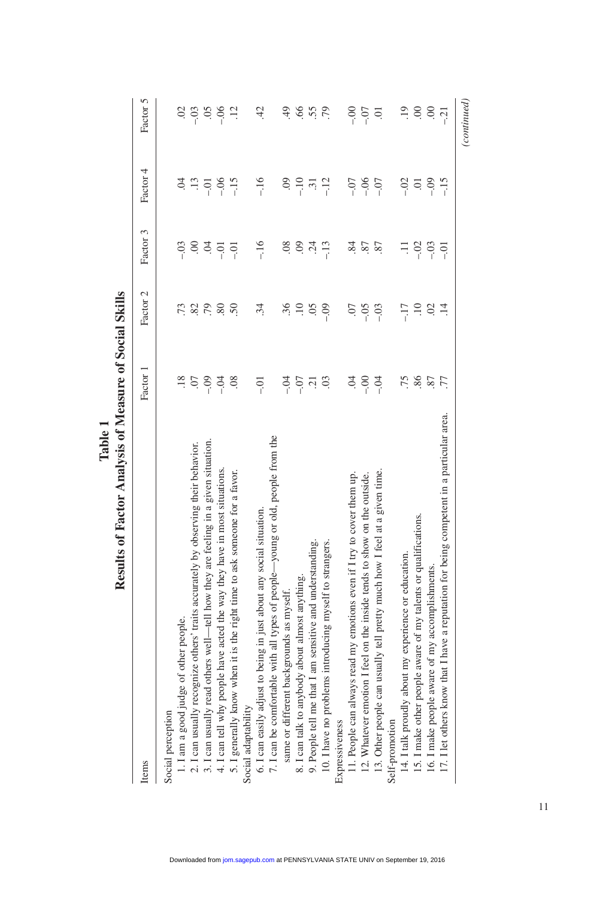**Table 1**
**Results of Factor Analysis of Measure of Social Skills**

| Items | Factor 1 | Factor 2 | Factor 3 | Factor 4 | Factor 5 |
|---|---|---|---|---|---|
| Social perception | | | | | |
| 1. I am a good judge of other people. | .18 | .73 | –.03 | .04 | .02 |
| 2. I can usually recognize others' traits accurately by observing their behavior. | .07 | .82 | .00 | .13 | –.03 |
| 3. I can usually read others well—tell how they are feeling in a given situation. | –.09 | .79 | .04 | –.01 | .05 |
| 4. I can tell why people have acted the way they have in most situations. | –.04 | .80 | –.01 | –.06 | –.06 |
| 5. I generally know when it is the right time to ask someone for a favor. | .08 | .50 | –.01 | –.15 | .12 |
| Social adaptability | | | | | |
| 6. I can easily adjust to being in just about any social situation. | –.01 | .34 | –.16 | –.16 | .42 |
| 7. I can be comfortable with all types of people—young or old, people from the same or different backgrounds as myself. | –.04 | .36 | .08 | .09 | .49 |
| 8. I can talk to anybody about almost anything. | –.07 | .10 | .09 | –.10 | .66 |
| 9. People tell me that I am sensitive and understanding. | .21 | .05 | .24 | .31 | .55 |
| 10. I have no problems introducing myself to strangers. | .03 | –.09 | –.13 | –.12 | .79 |
| Expressiveness | | | | | |
| 11. People can always read my emotions even if I try to cover them up. | .04 | .07 | .84 | –.07 | –.00 |
| 12. Whatever emotion I feel on the inside tends to show on the outside. | –.00 | –.05 | .87 | –.06 | –.07 |
| 13. Other people can usually tell pretty much how I feel at a given time. | –.04 | –.03 | .87 | –.07 | .01 |
| Self-promotion | | | | | |
| 14. I talk proudly about my experience or education. | .75 | –.17 | .11 | –.02 | .19 |
| 15. I make other people aware of my talents or qualifications. | .86 | .10 | –.02 | .01 | .00 |
| 16. I make people aware of my accomplishments. | .87 | .02 | –.03 | –.09 | .00 |
| 17. I let others know that I have a reputation for being competent in a particular area. | .77 | .14 | –.01 | –.15 | –.21 |

*(continued)*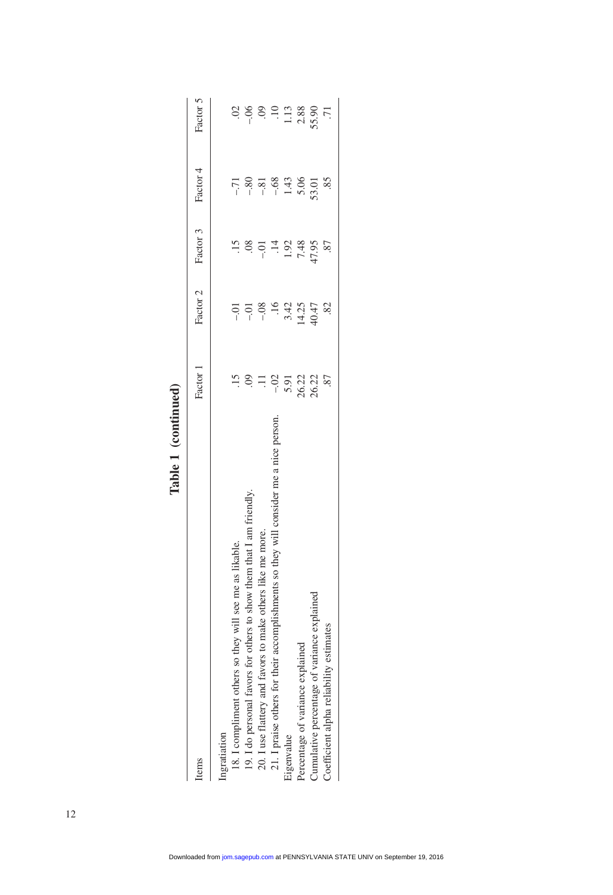**Table 1 (continued)**

| Items | Factor 1 | Factor 2 | Factor 3 | Factor 4 | Factor 5 |
|---|---|---|---|---|---|
| Ingratiation | | | | | |
| 18. I compliment others so they will see me as likable. | .15 | -.01 | .15 | -.71 | .02 |
| 19. I do personal favors for others to show them that I am friendly. | .09 | -.01 | .08 | -.80 | -.06 |
| 20. I use flattery and favors to make others like me more. | .11 | -.08 | -.01 | -.81 | .09 |
| 21. I praise others for their accomplishments so they will consider me a nice person. | -.02 | .16 | .14 | -.68 | .10 |
| Eigenvalue | 5.91 | 3.42 | 1.92 | 1.43 | 1.13 |
| Percentage of variance explained | 26.22 | 14.25 | 7.48 | 5.06 | 2.88 |
| Cumulative percentage of variance explained | 26.22 | 40.47 | 47.95 | 53.01 | 55.90 |
| Coefficient alpha reliability estimates | .87 | .82 | .87 | .85 | .71 |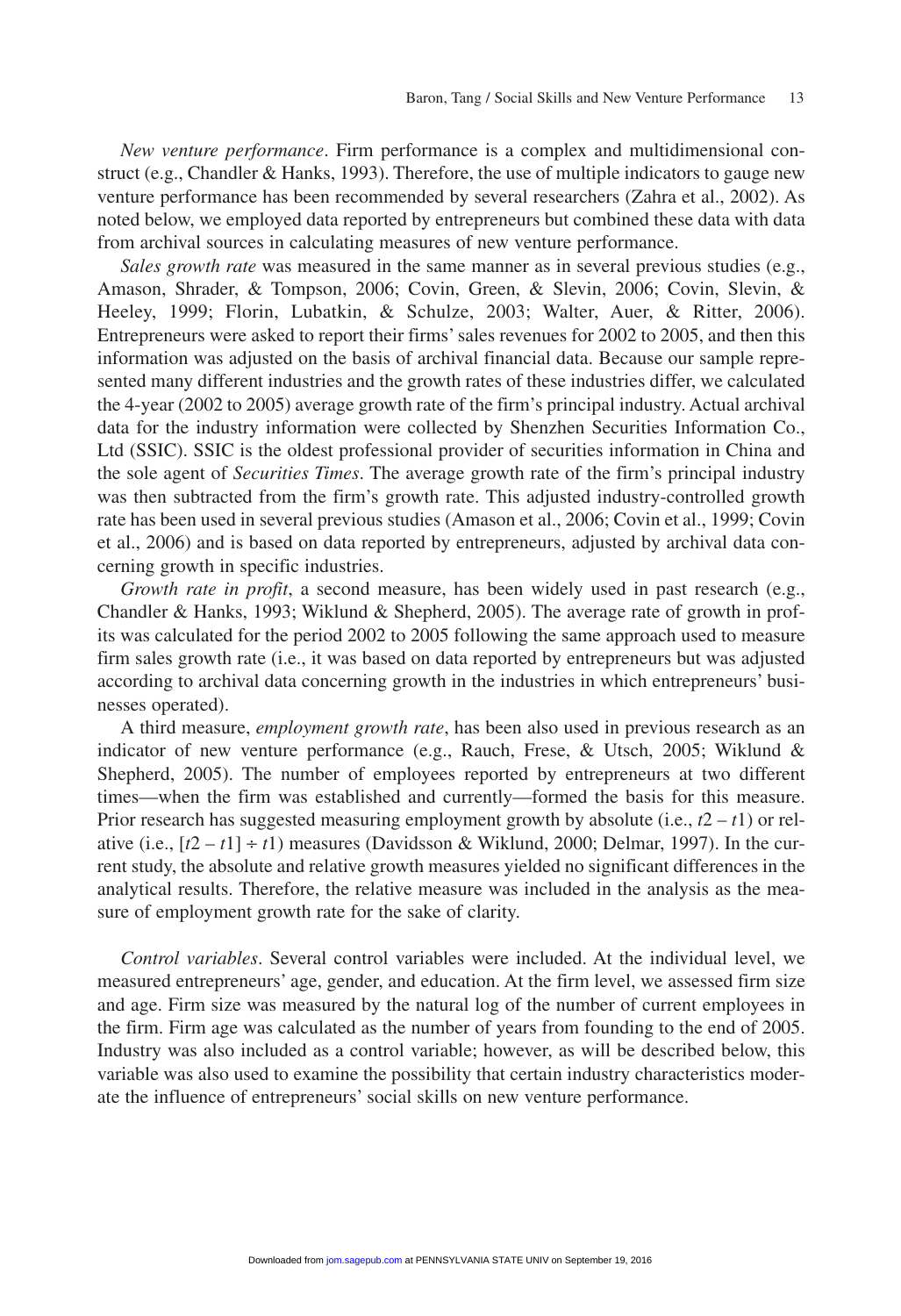*New venture performance*. Firm performance is a complex and multidimensional construct (e.g., Chandler & Hanks, 1993). Therefore, the use of multiple indicators to gauge new venture performance has been recommended by several researchers (Zahra et al., 2002). As noted below, we employed data reported by entrepreneurs but combined these data with data from archival sources in calculating measures of new venture performance.

*Sales growth rate* was measured in the same manner as in several previous studies (e.g., Amason, Shrader, & Tompson, 2006; Covin, Green, & Slevin, 2006; Covin, Slevin, & Heeley, 1999; Florin, Lubatkin, & Schulze, 2003; Walter, Auer, & Ritter, 2006). Entrepreneurs were asked to report their firms' sales revenues for 2002 to 2005, and then this information was adjusted on the basis of archival financial data. Because our sample represented many different industries and the growth rates of these industries differ, we calculated the 4-year (2002 to 2005) average growth rate of the firm's principal industry. Actual archival data for the industry information were collected by Shenzhen Securities Information Co., Ltd (SSIC). SSIC is the oldest professional provider of securities information in China and the sole agent of *Securities Times*. The average growth rate of the firm's principal industry was then subtracted from the firm's growth rate. This adjusted industry-controlled growth rate has been used in several previous studies (Amason et al., 2006; Covin et al., 1999; Covin et al., 2006) and is based on data reported by entrepreneurs, adjusted by archival data concerning growth in specific industries.

*Growth rate in profit*, a second measure, has been widely used in past research (e.g., Chandler & Hanks, 1993; Wiklund & Shepherd, 2005). The average rate of growth in profits was calculated for the period 2002 to 2005 following the same approach used to measure firm sales growth rate (i.e., it was based on data reported by entrepreneurs but was adjusted according to archival data concerning growth in the industries in which entrepreneurs' businesses operated).

A third measure, *employment growth rate*, has been also used in previous research as an indicator of new venture performance (e.g., Rauch, Frese, & Utsch, 2005; Wiklund & Shepherd, 2005). The number of employees reported by entrepreneurs at two different times—when the firm was established and currently—formed the basis for this measure. Prior research has suggested measuring employment growth by absolute (i.e., $t2 - t1$) or relative (i.e., $[t2 - t1] \div t1$) measures (Davidsson & Wiklund, 2000; Delmar, 1997). In the current study, the absolute and relative growth measures yielded no significant differences in the analytical results. Therefore, the relative measure was included in the analysis as the measure of employment growth rate for the sake of clarity.

*Control variables*. Several control variables were included. At the individual level, we measured entrepreneurs' age, gender, and education. At the firm level, we assessed firm size and age. Firm size was measured by the natural log of the number of current employees in the firm. Firm age was calculated as the number of years from founding to the end of 2005. Industry was also included as a control variable; however, as will be described below, this variable was also used to examine the possibility that certain industry characteristics moderate the influence of entrepreneurs' social skills on new venture performance.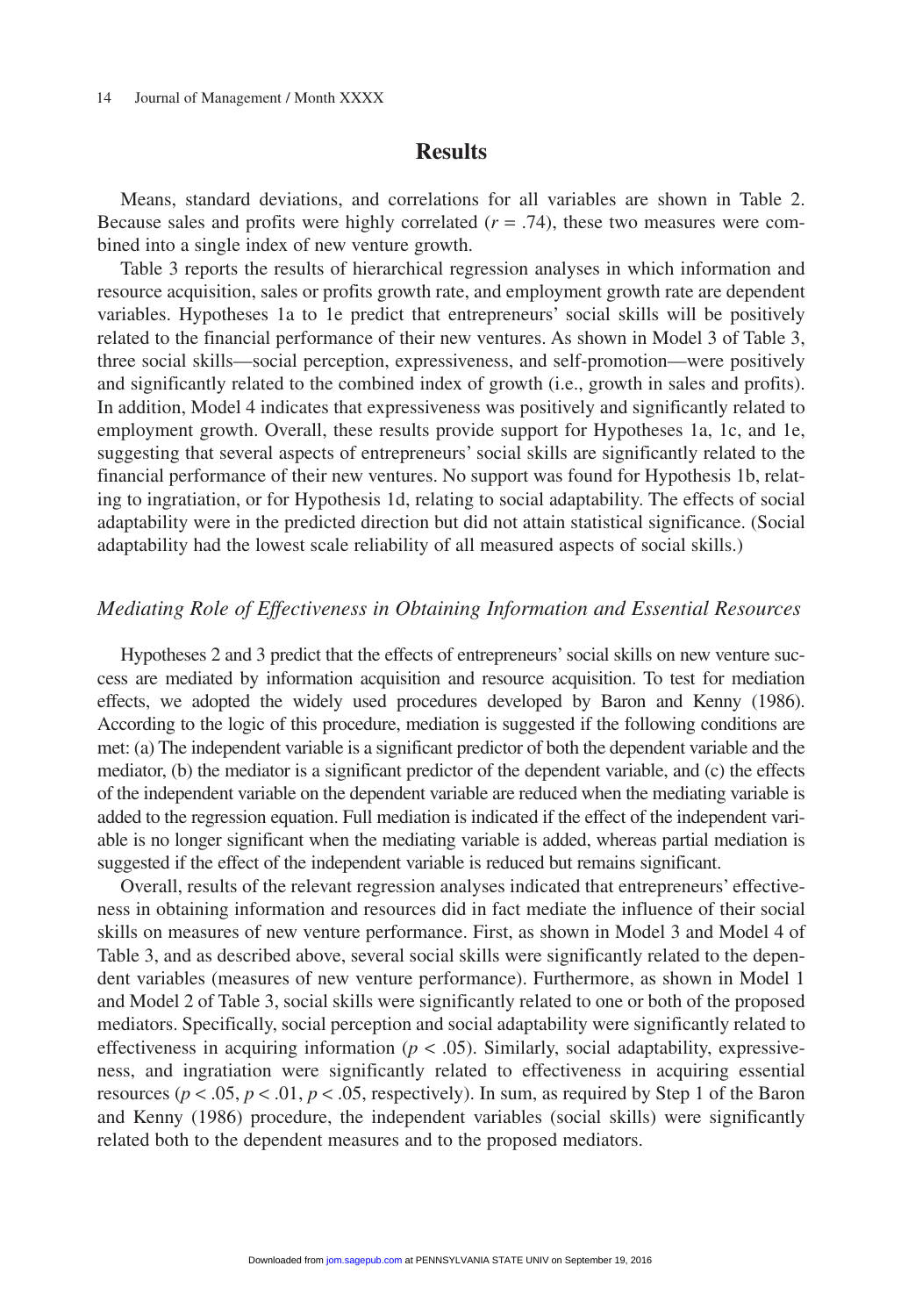## Results

Means, standard deviations, and correlations for all variables are shown in Table 2. Because sales and profits were highly correlated ($r = .74$), these two measures were combined into a single index of new venture growth.

Table 3 reports the results of hierarchical regression analyses in which information and resource acquisition, sales or profits growth rate, and employment growth rate are dependent variables. Hypotheses 1a to 1e predict that entrepreneurs' social skills will be positively related to the financial performance of their new ventures. As shown in Model 3 of Table 3, three social skills—social perception, expressiveness, and self-promotion—were positively and significantly related to the combined index of growth (i.e., growth in sales and profits). In addition, Model 4 indicates that expressiveness was positively and significantly related to employment growth. Overall, these results provide support for Hypotheses 1a, 1c, and 1e, suggesting that several aspects of entrepreneurs' social skills are significantly related to the financial performance of their new ventures. No support was found for Hypothesis 1b, relating to ingratiation, or for Hypothesis 1d, relating to social adaptability. The effects of social adaptability were in the predicted direction but did not attain statistical significance. (Social adaptability had the lowest scale reliability of all measured aspects of social skills.)

### *Mediating Role of Effectiveness in Obtaining Information and Essential Resources*

Hypotheses 2 and 3 predict that the effects of entrepreneurs' social skills on new venture success are mediated by information acquisition and resource acquisition. To test for mediation effects, we adopted the widely used procedures developed by Baron and Kenny (1986). According to the logic of this procedure, mediation is suggested if the following conditions are met: (a) The independent variable is a significant predictor of both the dependent variable and the mediator, (b) the mediator is a significant predictor of the dependent variable, and (c) the effects of the independent variable on the dependent variable are reduced when the mediating variable is added to the regression equation. Full mediation is indicated if the effect of the independent variable is no longer significant when the mediating variable is added, whereas partial mediation is suggested if the effect of the independent variable is reduced but remains significant.

Overall, results of the relevant regression analyses indicated that entrepreneurs' effectiveness in obtaining information and resources did in fact mediate the influence of their social skills on measures of new venture performance. First, as shown in Model 3 and Model 4 of Table 3, and as described above, several social skills were significantly related to the dependent variables (measures of new venture performance). Furthermore, as shown in Model 1 and Model 2 of Table 3, social skills were significantly related to one or both of the proposed mediators. Specifically, social perception and social adaptability were significantly related to effectiveness in acquiring information ($p < .05$). Similarly, social adaptability, expressiveness, and ingratiation were significantly related to effectiveness in acquiring essential resources ($p < .05$, $p < .01$, $p < .05$, respectively). In sum, as required by Step 1 of the Baron and Kenny (1986) procedure, the independent variables (social skills) were significantly related both to the dependent measures and to the proposed mediators.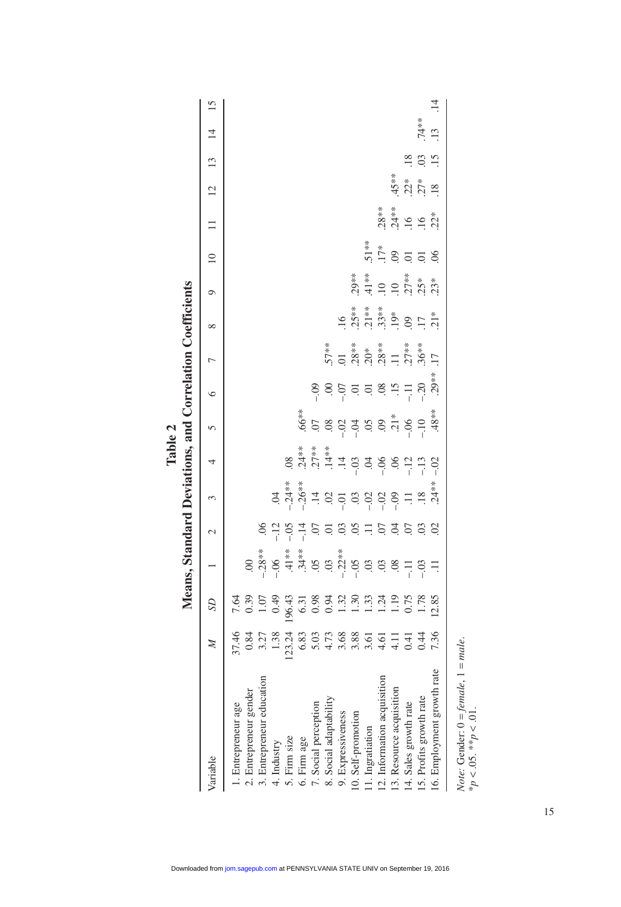# Table 2

## Means, Standard Deviations, and Correlation Coefficients

| Variable | *M* | *SD* | 1 | 2 | 3 | 4 | 5 | 6 | 7 | 8 | 9 | 10 | 11 | 12 | 13 | 14 | 15 |
|---|---|---|---|---|---|---|---|---|---|---|---|---|---|---|---|---|---|
| 1. Entrepreneur age | 37.46 | 7.64 | | | | | | | | | | | | | | | |
| 2. Entrepreneur gender | 0.84 | 0.39 | .00 | | | | | | | | | | | | | | |
| 3. Entrepreneur education | 3.27 | 1.07 | −.28** | .06 | | | | | | | | | | | | | |
| 4. Industry | 1.38 | 0.49 | −.06 | −.12 | .04 | | | | | | | | | | | | |
| 5. Firm size | 123.24 | 196.43 | .41** | −.05 | −.24** | .08 | | | | | | | | | | | |
| 6. Firm age | 6.83 | 6.31 | .34** | −.14 | −.26** | .24** | .66** | | | | | | | | | | |
| 7. Social perception | 5.03 | 0.98 | .05 | .07 | .14 | .27** | .07 | −.09 | | | | | | | | | |
| 8. Social adaptability | 4.73 | 0.94 | .03 | .01 | .02 | .14** | .08 | .00 | .57** | | | | | | | | |
| 9. Expressiveness | 3.68 | 1.32 | −.22** | .03 | −.01 | .14 | −.02 | −.07 | .01 | .16 | | | | | | | |
| 10. Self-promotion | 3.88 | 1.30 | −.05 | .05 | .03 | −.03 | −.04 | .01 | .28** | .25** | .29** | | | | | | |
| 11. Ingratiation | 3.61 | 1.33 | .03 | .11 | −.02 | .04 | .05 | .01 | .20* | .21** | .41** | .51** | | | | | |
| 12. Information acquisition | 4.61 | 1.24 | .03 | .07 | −.02 | −.06 | .09 | .08 | .28** | .33** | .10 | .17* | .28** | | | | |
| 13. Resource acquisition | 4.11 | 1.19 | .08 | .04 | −.09 | .06 | .21* | .15 | .11 | .19* | .10 | .09 | .24** | .45** | | | |
| 14. Sales growth rate | 0.41 | 0.75 | −.11 | .07 | .11 | −.12 | −.06 | −.11 | .27** | .09 | .27** | .01 | .16 | .22* | .18 | | |
| 15. Profits growth rate | 0.44 | 1.78 | −.03 | .03 | .18 | −.13 | −.10 | −.20 | .36** | .17 | .25* | .01 | .16 | .27* | .03 | .74** | |
| 16. Employment growth rate | 7.36 | 12.85 | .11 | .02 | .24** | −.02 | .48** | .29** | .17 | .21* | .23* | .06 | .22* | .18 | .15 | .13 | .14 |

*Note:* Gender: 0 = *female*, 1 = *male*.
*$p < .05$. **$p < .01$.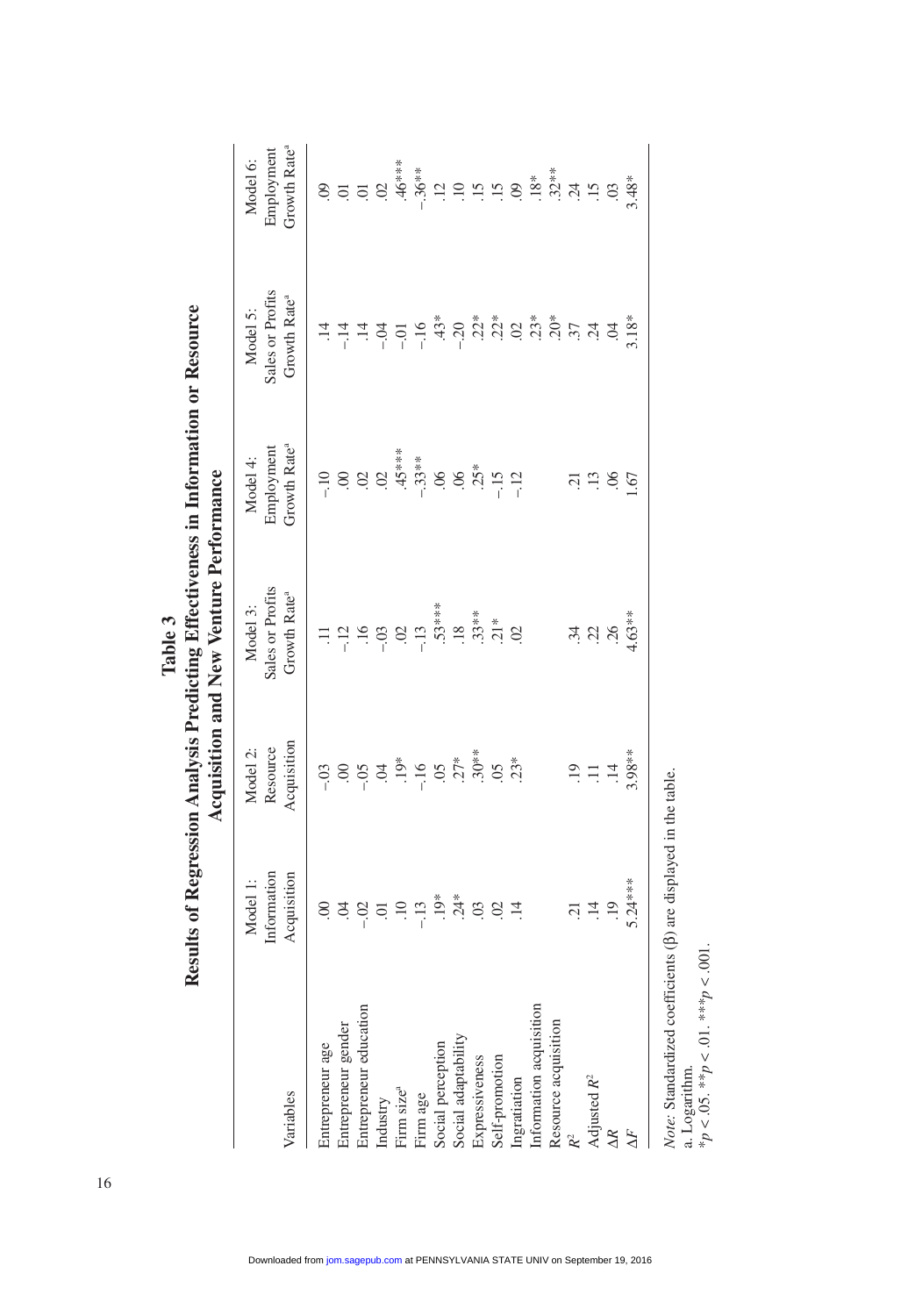**Table 3**

**Results of Regression Analysis Predicting Effectiveness in Information or Resource Acquisition and New Venture Performance**

| Variables | Model 1: Information Acquisition | Model 2: Resource Acquisition | Model 3: Sales or Profits Growth Rate[a] | Model 4: Employment Growth Rate[a] | Model 5: Sales or Profits Growth Rate[a] | Model 6: Employment Growth Rate[a] |
|---|---|---|---|---|---|---|
| Entrepreneur age | .00 | −.03 | .11 | −.10 | .14 | .09 |
| Entrepreneur gender | .04 | .00 | −.12 | .00 | −.14 | .01 |
| Entrepreneur education | −.02 | −.05 | .16 | .02 | .14 | .01 |
| Industry | .01 | .04 | −.03 | .02 | −.04 | .02 |
| Firm size[a] | .10 | .19* | .02 | .45*** | −.01 | .46*** |
| Firm age | −.13 | −.16 | −.13 | −.33** | −.16 | −.36** |
| Social perception | .19* | .05 | .53*** | .06 | .43* | .12 |
| Social adaptability | .24* | .27* | .18 | .06 | −.20 | .10 |
| Expressiveness | .03 | .30** | .33** | .25* | .22* | .15 |
| Self-promotion | .02 | .05 | .21* | −.15 | .22* | .15 |
| Ingratiation | .14 | .23* | .02 | −.12 | .02 | .09 |
| Information acquisition | | | | | .23* | .18* |
| Resource acquisition | | | | | .20* | .32** |
| $R^2$ | .21 | .19 | .34 | .21 | .37 | .24 |
| Adjusted $R^2$ | .14 | .11 | .22 | .13 | .24 | .15 |
| $\Delta R$ | .19 | .14 | .26 | .06 | .04 | .03 |
| $\Delta F$ | 5.24*** | 3.98** | 4.63** | 1.67 | 3.18* | 3.48* |

*Note:* Standardized coefficients (β) are displayed in the table.
a. Logarithm.
*$p < .05$. **$p < .01$. ***$p < .001$.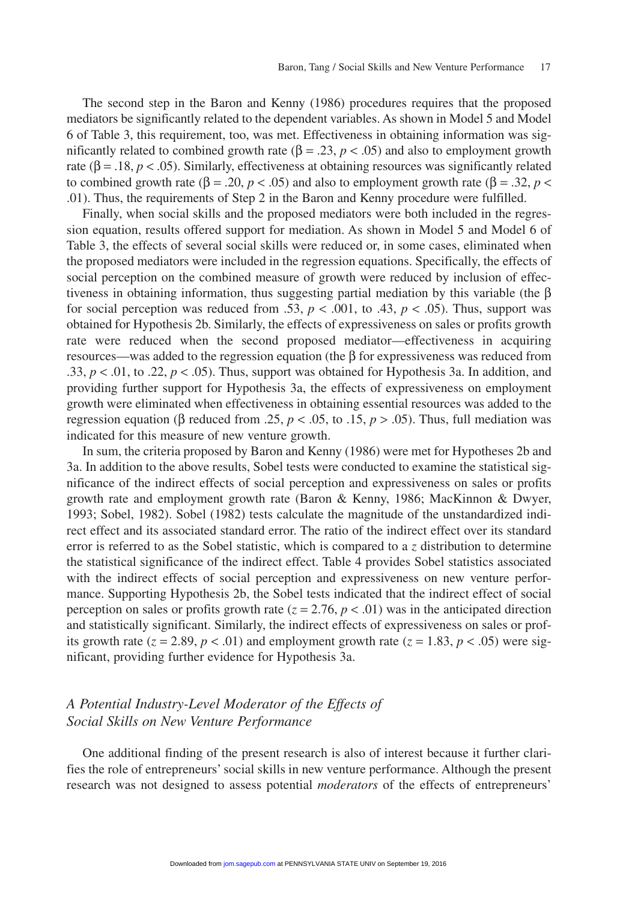The second step in the Baron and Kenny (1986) procedures requires that the proposed mediators be significantly related to the dependent variables. As shown in Model 5 and Model 6 of Table 3, this requirement, too, was met. Effectiveness in obtaining information was significantly related to combined growth rate ($\beta = .23$, $p < .05$) and also to employment growth rate ($\beta = .18$, $p < .05$). Similarly, effectiveness at obtaining resources was significantly related to combined growth rate ($\beta = .20$, $p < .05$) and also to employment growth rate ($\beta = .32$, $p < .01$). Thus, the requirements of Step 2 in the Baron and Kenny procedure were fulfilled.

Finally, when social skills and the proposed mediators were both included in the regression equation, results offered support for mediation. As shown in Model 5 and Model 6 of Table 3, the effects of several social skills were reduced or, in some cases, eliminated when the proposed mediators were included in the regression equations. Specifically, the effects of social perception on the combined measure of growth were reduced by inclusion of effectiveness in obtaining information, thus suggesting partial mediation by this variable (the $\beta$ for social perception was reduced from .53, $p < .001$, to .43, $p < .05$). Thus, support was obtained for Hypothesis 2b. Similarly, the effects of expressiveness on sales or profits growth rate were reduced when the second proposed mediator—effectiveness in acquiring resources—was added to the regression equation (the $\beta$ for expressiveness was reduced from .33, $p < .01$, to .22, $p < .05$). Thus, support was obtained for Hypothesis 3a. In addition, and providing further support for Hypothesis 3a, the effects of expressiveness on employment growth were eliminated when effectiveness in obtaining essential resources was added to the regression equation ($\beta$ reduced from .25, $p < .05$, to .15, $p > .05$). Thus, full mediation was indicated for this measure of new venture growth.

In sum, the criteria proposed by Baron and Kenny (1986) were met for Hypotheses 2b and 3a. In addition to the above results, Sobel tests were conducted to examine the statistical significance of the indirect effects of social perception and expressiveness on sales or profits growth rate and employment growth rate (Baron & Kenny, 1986; MacKinnon & Dwyer, 1993; Sobel, 1982). Sobel (1982) tests calculate the magnitude of the unstandardized indirect effect and its associated standard error. The ratio of the indirect effect over its standard error is referred to as the Sobel statistic, which is compared to a $z$ distribution to determine the statistical significance of the indirect effect. Table 4 provides Sobel statistics associated with the indirect effects of social perception and expressiveness on new venture performance. Supporting Hypothesis 2b, the Sobel tests indicated that the indirect effect of social perception on sales or profits growth rate ($z = 2.76$, $p < .01$) was in the anticipated direction and statistically significant. Similarly, the indirect effects of expressiveness on sales or profits growth rate ($z = 2.89$, $p < .01$) and employment growth rate ($z = 1.83$, $p < .05$) were significant, providing further evidence for Hypothesis 3a.

### *A Potential Industry-Level Moderator of the Effects of Social Skills on New Venture Performance*

One additional finding of the present research is also of interest because it further clarifies the role of entrepreneurs' social skills in new venture performance. Although the present research was not designed to assess potential *moderators* of the effects of entrepreneurs'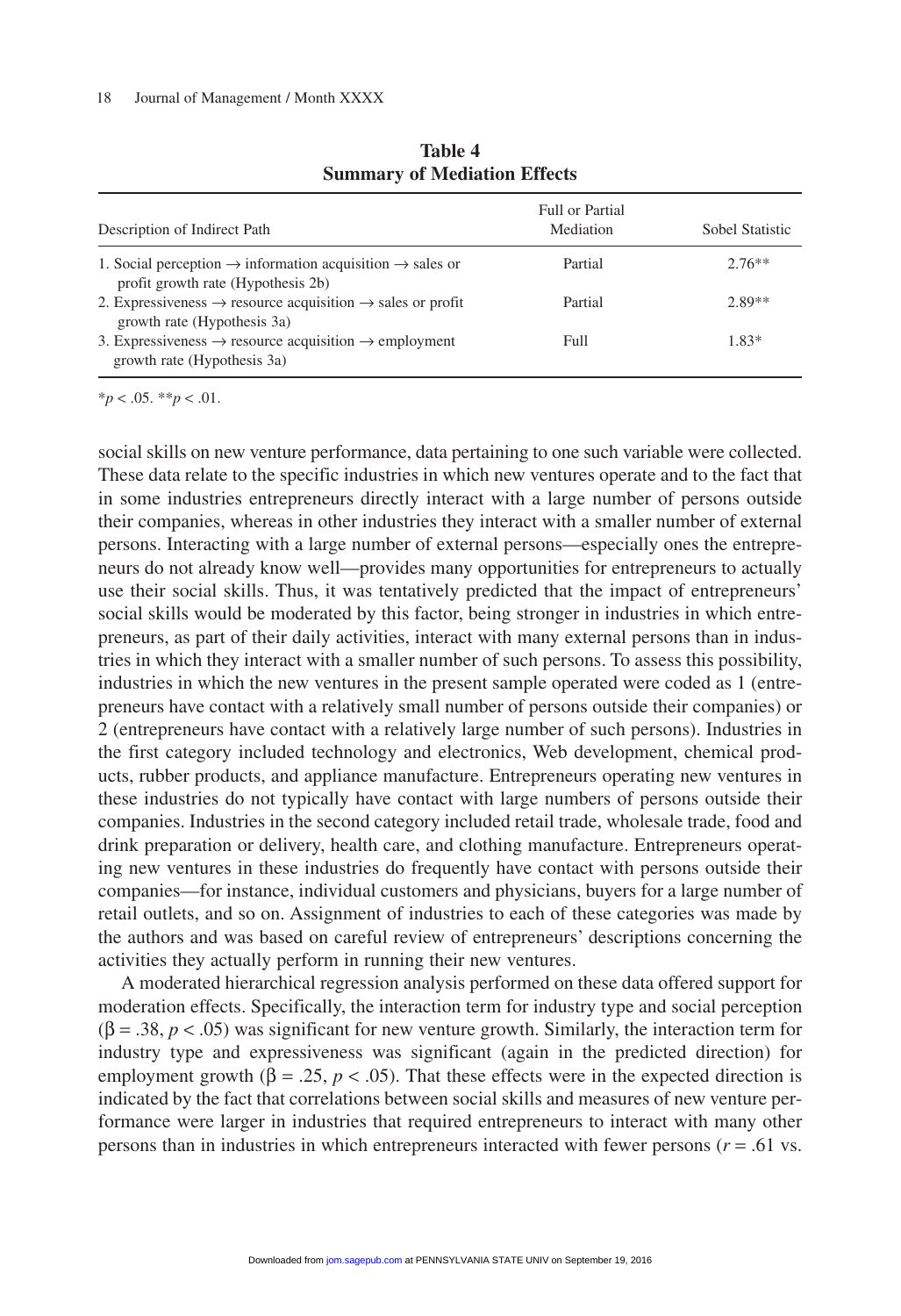**Table 4**
**Summary of Mediation Effects**

| Description of Indirect Path | Full or Partial Mediation | Sobel Statistic |
|---|---|---|
| 1. Social perception → information acquisition → sales or profit growth rate (Hypothesis 2b) | Partial | 2.76** |
| 2. Expressiveness → resource acquisition → sales or profit growth rate (Hypothesis 3a) | Partial | 2.89** |
| 3. Expressiveness → resource acquisition → employment growth rate (Hypothesis 3a) | Full | 1.83* |

*$p < .05$. **$p < .01$.

social skills on new venture performance, data pertaining to one such variable were collected. These data relate to the specific industries in which new ventures operate and to the fact that in some industries entrepreneurs directly interact with a large number of persons outside their companies, whereas in other industries they interact with a smaller number of external persons. Interacting with a large number of external persons—especially ones the entrepreneurs do not already know well—provides many opportunities for entrepreneurs to actually use their social skills. Thus, it was tentatively predicted that the impact of entrepreneurs' social skills would be moderated by this factor, being stronger in industries in which entrepreneurs, as part of their daily activities, interact with many external persons than in industries in which they interact with a smaller number of such persons. To assess this possibility, industries in which the new ventures in the present sample operated were coded as 1 (entrepreneurs have contact with a relatively small number of persons outside their companies) or 2 (entrepreneurs have contact with a relatively large number of such persons). Industries in the first category included technology and electronics, Web development, chemical products, rubber products, and appliance manufacture. Entrepreneurs operating new ventures in these industries do not typically have contact with large numbers of persons outside their companies. Industries in the second category included retail trade, wholesale trade, food and drink preparation or delivery, health care, and clothing manufacture. Entrepreneurs operating new ventures in these industries do frequently have contact with persons outside their companies—for instance, individual customers and physicians, buyers for a large number of retail outlets, and so on. Assignment of industries to each of these categories was made by the authors and was based on careful review of entrepreneurs' descriptions concerning the activities they actually perform in running their new ventures.

A moderated hierarchical regression analysis performed on these data offered support for moderation effects. Specifically, the interaction term for industry type and social perception ($\beta = .38$, $p < .05$) was significant for new venture growth. Similarly, the interaction term for industry type and expressiveness was significant (again in the predicted direction) for employment growth ($\beta = .25$, $p < .05$). That these effects were in the expected direction is indicated by the fact that correlations between social skills and measures of new venture performance were larger in industries that required entrepreneurs to interact with many other persons than in industries in which entrepreneurs interacted with fewer persons ($r = .61$ vs.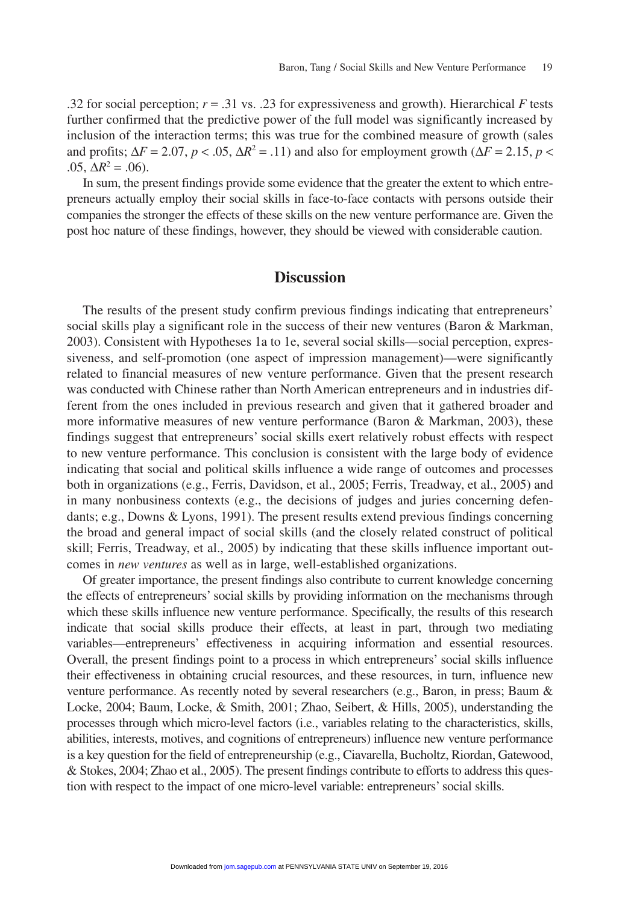.32 for social perception; $r = .31$ vs. .23 for expressiveness and growth). Hierarchical $F$ tests further confirmed that the predictive power of the full model was significantly increased by inclusion of the interaction terms; this was true for the combined measure of growth (sales and profits; $\Delta F = 2.07$, $p < .05$, $\Delta R^2 = .11$) and also for employment growth ($\Delta F = 2.15$, $p < .05$, $\Delta R^2 = .06$).

In sum, the present findings provide some evidence that the greater the extent to which entrepreneurs actually employ their social skills in face-to-face contacts with persons outside their companies the stronger the effects of these skills on the new venture performance are. Given the post hoc nature of these findings, however, they should be viewed with considerable caution.

## Discussion

The results of the present study confirm previous findings indicating that entrepreneurs' social skills play a significant role in the success of their new ventures (Baron & Markman, 2003). Consistent with Hypotheses 1a to 1e, several social skills—social perception, expressiveness, and self-promotion (one aspect of impression management)—were significantly related to financial measures of new venture performance. Given that the present research was conducted with Chinese rather than North American entrepreneurs and in industries different from the ones included in previous research and given that it gathered broader and more informative measures of new venture performance (Baron & Markman, 2003), these findings suggest that entrepreneurs' social skills exert relatively robust effects with respect to new venture performance. This conclusion is consistent with the large body of evidence indicating that social and political skills influence a wide range of outcomes and processes both in organizations (e.g., Ferris, Davidson, et al., 2005; Ferris, Treadway, et al., 2005) and in many nonbusiness contexts (e.g., the decisions of judges and juries concerning defendants; e.g., Downs & Lyons, 1991). The present results extend previous findings concerning the broad and general impact of social skills (and the closely related construct of political skill; Ferris, Treadway, et al., 2005) by indicating that these skills influence important outcomes in *new ventures* as well as in large, well-established organizations.

Of greater importance, the present findings also contribute to current knowledge concerning the effects of entrepreneurs' social skills by providing information on the mechanisms through which these skills influence new venture performance. Specifically, the results of this research indicate that social skills produce their effects, at least in part, through two mediating variables—entrepreneurs' effectiveness in acquiring information and essential resources. Overall, the present findings point to a process in which entrepreneurs' social skills influence their effectiveness in obtaining crucial resources, and these resources, in turn, influence new venture performance. As recently noted by several researchers (e.g., Baron, in press; Baum & Locke, 2004; Baum, Locke, & Smith, 2001; Zhao, Seibert, & Hills, 2005), understanding the processes through which micro-level factors (i.e., variables relating to the characteristics, skills, abilities, interests, motives, and cognitions of entrepreneurs) influence new venture performance is a key question for the field of entrepreneurship (e.g., Ciavarella, Bucholtz, Riordan, Gatewood, & Stokes, 2004; Zhao et al., 2005). The present findings contribute to efforts to address this question with respect to the impact of one micro-level variable: entrepreneurs' social skills.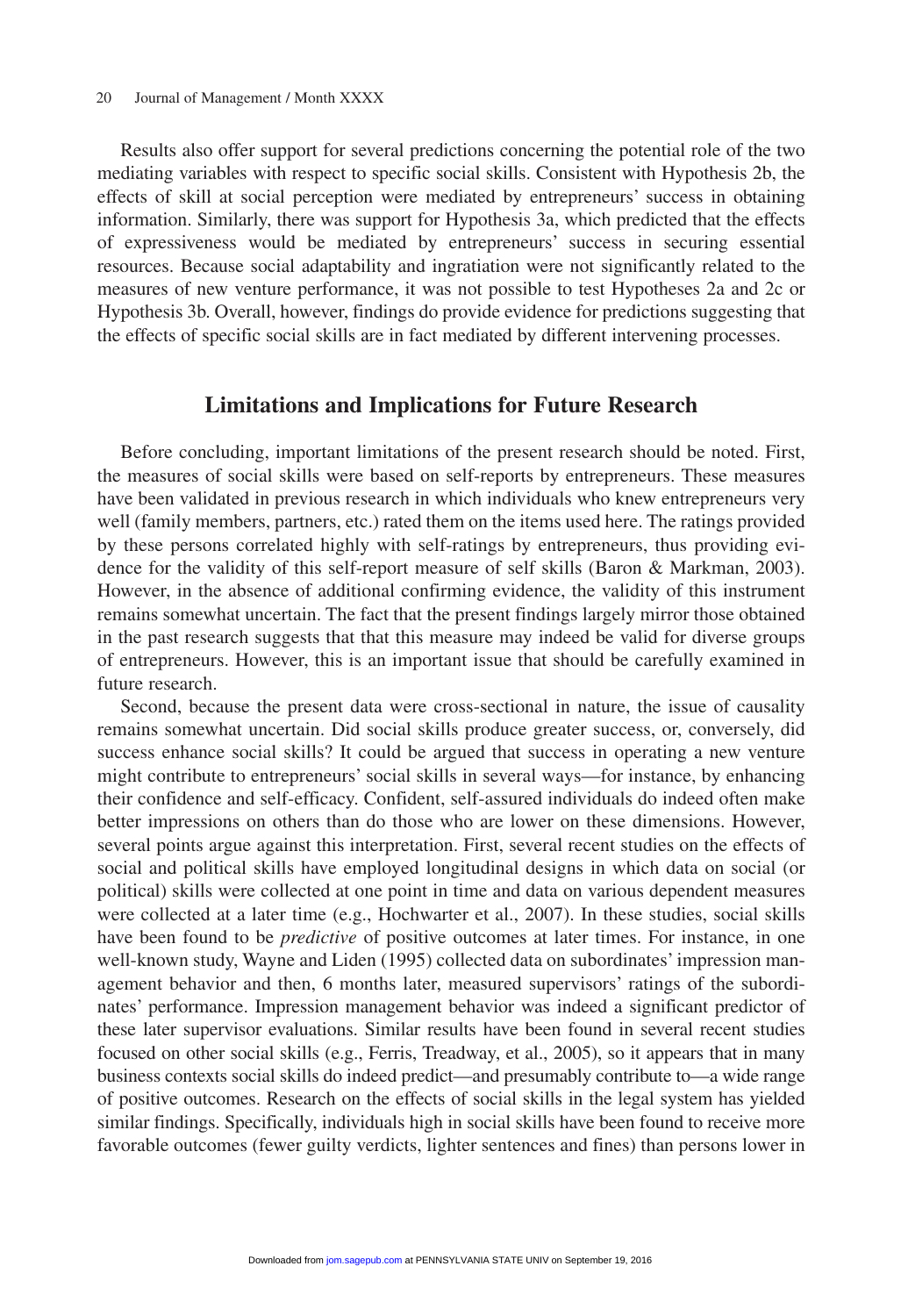Results also offer support for several predictions concerning the potential role of the two mediating variables with respect to specific social skills. Consistent with Hypothesis 2b, the effects of skill at social perception were mediated by entrepreneurs' success in obtaining information. Similarly, there was support for Hypothesis 3a, which predicted that the effects of expressiveness would be mediated by entrepreneurs' success in securing essential resources. Because social adaptability and ingratiation were not significantly related to the measures of new venture performance, it was not possible to test Hypotheses 2a and 2c or Hypothesis 3b. Overall, however, findings do provide evidence for predictions suggesting that the effects of specific social skills are in fact mediated by different intervening processes.

## Limitations and Implications for Future Research

Before concluding, important limitations of the present research should be noted. First, the measures of social skills were based on self-reports by entrepreneurs. These measures have been validated in previous research in which individuals who knew entrepreneurs very well (family members, partners, etc.) rated them on the items used here. The ratings provided by these persons correlated highly with self-ratings by entrepreneurs, thus providing evidence for the validity of this self-report measure of self skills (Baron & Markman, 2003). However, in the absence of additional confirming evidence, the validity of this instrument remains somewhat uncertain. The fact that the present findings largely mirror those obtained in the past research suggests that that this measure may indeed be valid for diverse groups of entrepreneurs. However, this is an important issue that should be carefully examined in future research.

Second, because the present data were cross-sectional in nature, the issue of causality remains somewhat uncertain. Did social skills produce greater success, or, conversely, did success enhance social skills? It could be argued that success in operating a new venture might contribute to entrepreneurs' social skills in several ways—for instance, by enhancing their confidence and self-efficacy. Confident, self-assured individuals do indeed often make better impressions on others than do those who are lower on these dimensions. However, several points argue against this interpretation. First, several recent studies on the effects of social and political skills have employed longitudinal designs in which data on social (or political) skills were collected at one point in time and data on various dependent measures were collected at a later time (e.g., Hochwarter et al., 2007). In these studies, social skills have been found to be *predictive* of positive outcomes at later times. For instance, in one well-known study, Wayne and Liden (1995) collected data on subordinates' impression management behavior and then, 6 months later, measured supervisors' ratings of the subordinates' performance. Impression management behavior was indeed a significant predictor of these later supervisor evaluations. Similar results have been found in several recent studies focused on other social skills (e.g., Ferris, Treadway, et al., 2005), so it appears that in many business contexts social skills do indeed predict—and presumably contribute to—a wide range of positive outcomes. Research on the effects of social skills in the legal system has yielded similar findings. Specifically, individuals high in social skills have been found to receive more favorable outcomes (fewer guilty verdicts, lighter sentences and fines) than persons lower in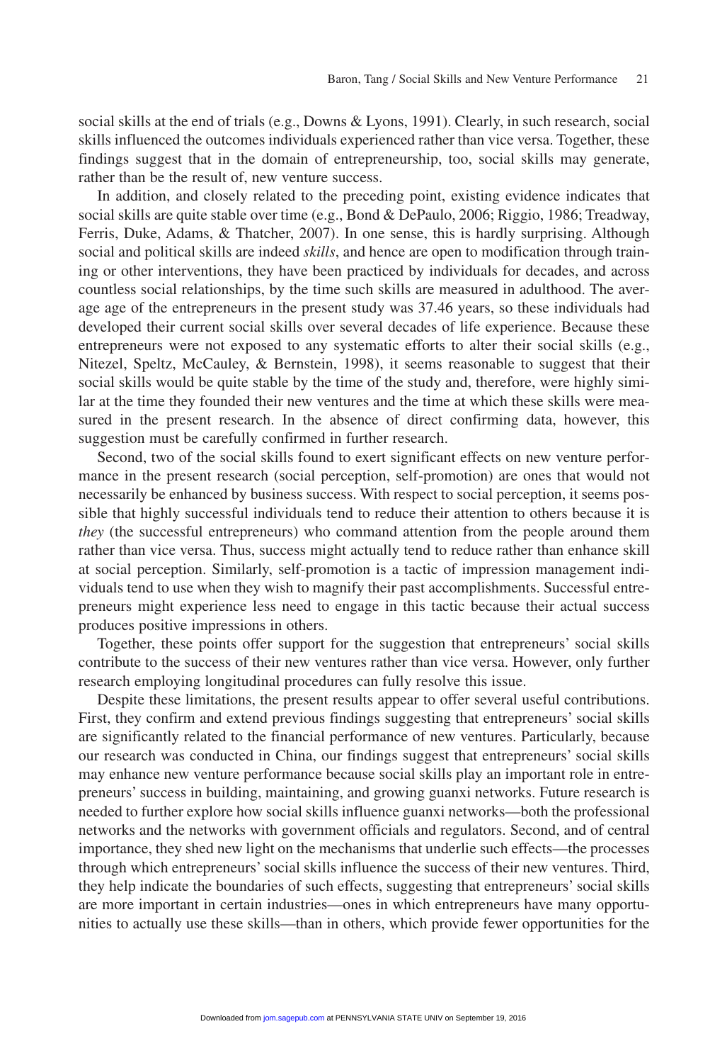social skills at the end of trials (e.g., Downs & Lyons, 1991). Clearly, in such research, social skills influenced the outcomes individuals experienced rather than vice versa. Together, these findings suggest that in the domain of entrepreneurship, too, social skills may generate, rather than be the result of, new venture success.

In addition, and closely related to the preceding point, existing evidence indicates that social skills are quite stable over time (e.g., Bond & DePaulo, 2006; Riggio, 1986; Treadway, Ferris, Duke, Adams, & Thatcher, 2007). In one sense, this is hardly surprising. Although social and political skills are indeed *skills*, and hence are open to modification through training or other interventions, they have been practiced by individuals for decades, and across countless social relationships, by the time such skills are measured in adulthood. The average age of the entrepreneurs in the present study was 37.46 years, so these individuals had developed their current social skills over several decades of life experience. Because these entrepreneurs were not exposed to any systematic efforts to alter their social skills (e.g., Nitezel, Speltz, McCauley, & Bernstein, 1998), it seems reasonable to suggest that their social skills would be quite stable by the time of the study and, therefore, were highly similar at the time they founded their new ventures and the time at which these skills were measured in the present research. In the absence of direct confirming data, however, this suggestion must be carefully confirmed in further research.

Second, two of the social skills found to exert significant effects on new venture performance in the present research (social perception, self-promotion) are ones that would not necessarily be enhanced by business success. With respect to social perception, it seems possible that highly successful individuals tend to reduce their attention to others because it is *they* (the successful entrepreneurs) who command attention from the people around them rather than vice versa. Thus, success might actually tend to reduce rather than enhance skill at social perception. Similarly, self-promotion is a tactic of impression management individuals tend to use when they wish to magnify their past accomplishments. Successful entrepreneurs might experience less need to engage in this tactic because their actual success produces positive impressions in others.

Together, these points offer support for the suggestion that entrepreneurs' social skills contribute to the success of their new ventures rather than vice versa. However, only further research employing longitudinal procedures can fully resolve this issue.

Despite these limitations, the present results appear to offer several useful contributions. First, they confirm and extend previous findings suggesting that entrepreneurs' social skills are significantly related to the financial performance of new ventures. Particularly, because our research was conducted in China, our findings suggest that entrepreneurs' social skills may enhance new venture performance because social skills play an important role in entrepreneurs' success in building, maintaining, and growing guanxi networks. Future research is needed to further explore how social skills influence guanxi networks—both the professional networks and the networks with government officials and regulators. Second, and of central importance, they shed new light on the mechanisms that underlie such effects—the processes through which entrepreneurs' social skills influence the success of their new ventures. Third, they help indicate the boundaries of such effects, suggesting that entrepreneurs' social skills are more important in certain industries—ones in which entrepreneurs have many opportunities to actually use these skills—than in others, which provide fewer opportunities for the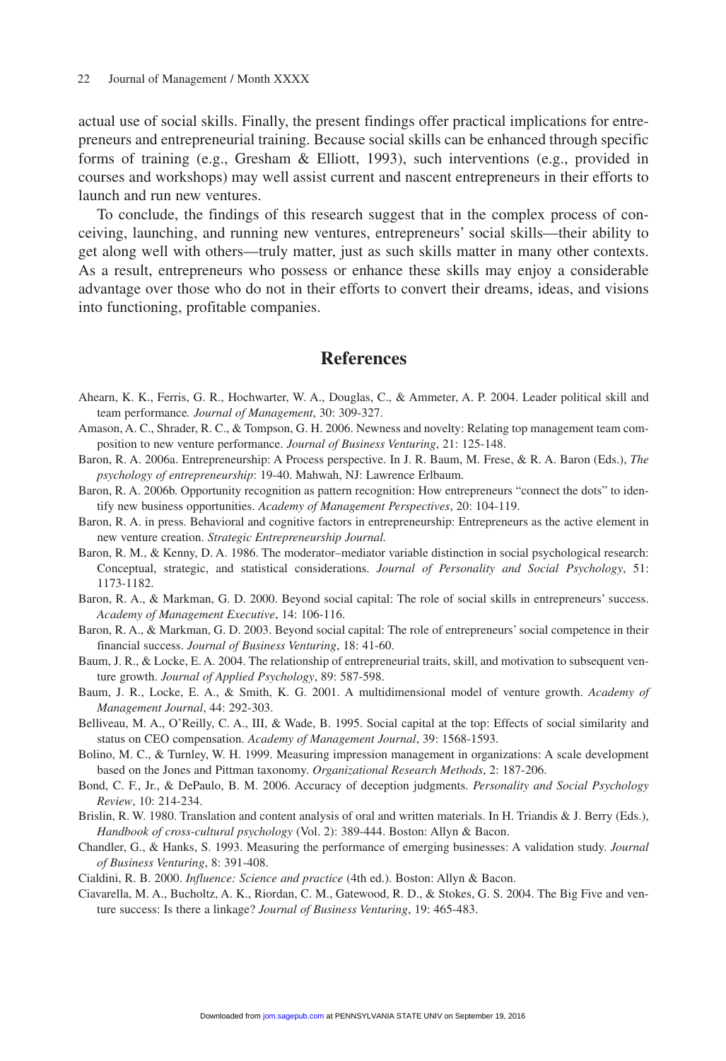actual use of social skills. Finally, the present findings offer practical implications for entrepreneurs and entrepreneurial training. Because social skills can be enhanced through specific forms of training (e.g., Gresham & Elliott, 1993), such interventions (e.g., provided in courses and workshops) may well assist current and nascent entrepreneurs in their efforts to launch and run new ventures.

To conclude, the findings of this research suggest that in the complex process of conceiving, launching, and running new ventures, entrepreneurs' social skills—their ability to get along well with others—truly matter, just as such skills matter in many other contexts. As a result, entrepreneurs who possess or enhance these skills may enjoy a considerable advantage over those who do not in their efforts to convert their dreams, ideas, and visions into functioning, profitable companies.

## References

Ahearn, K. K., Ferris, G. R., Hochwarter, W. A., Douglas, C., & Ammeter, A. P. 2004. Leader political skill and team performance. *Journal of Management*, 30: 309-327.

Amason, A. C., Shrader, R. C., & Tompson, G. H. 2006. Newness and novelty: Relating top management team composition to new venture performance. *Journal of Business Venturing*, 21: 125-148.

Baron, R. A. 2006a. Entrepreneurship: A Process perspective. In J. R. Baum, M. Frese, & R. A. Baron (Eds.), *The psychology of entrepreneurship*: 19-40. Mahwah, NJ: Lawrence Erlbaum.

Baron, R. A. 2006b. Opportunity recognition as pattern recognition: How entrepreneurs "connect the dots" to identify new business opportunities. *Academy of Management Perspectives*, 20: 104-119.

Baron, R. A. in press. Behavioral and cognitive factors in entrepreneurship: Entrepreneurs as the active element in new venture creation. *Strategic Entrepreneurship Journal.*

Baron, R. M., & Kenny, D. A. 1986. The moderator–mediator variable distinction in social psychological research: Conceptual, strategic, and statistical considerations. *Journal of Personality and Social Psychology*, 51: 1173-1182.

Baron, R. A., & Markman, G. D. 2000. Beyond social capital: The role of social skills in entrepreneurs' success. *Academy of Management Executive*, 14: 106-116.

Baron, R. A., & Markman, G. D. 2003. Beyond social capital: The role of entrepreneurs' social competence in their financial success. *Journal of Business Venturing*, 18: 41-60.

Baum, J. R., & Locke, E. A. 2004. The relationship of entrepreneurial traits, skill, and motivation to subsequent venture growth. *Journal of Applied Psychology*, 89: 587-598.

Baum, J. R., Locke, E. A., & Smith, K. G. 2001. A multidimensional model of venture growth. *Academy of Management Journal*, 44: 292-303.

Belliveau, M. A., O'Reilly, C. A., III, & Wade, B. 1995. Social capital at the top: Effects of social similarity and status on CEO compensation. *Academy of Management Journal*, 39: 1568-1593.

Bolino, M. C., & Turnley, W. H. 1999. Measuring impression management in organizations: A scale development based on the Jones and Pittman taxonomy. *Organizational Research Methods*, 2: 187-206.

Bond, C. F., Jr., & DePaulo, B. M. 2006. Accuracy of deception judgments. *Personality and Social Psychology Review*, 10: 214-234.

Brislin, R. W. 1980. Translation and content analysis of oral and written materials. In H. Triandis & J. Berry (Eds.), *Handbook of cross-cultural psychology* (Vol. 2): 389-444. Boston: Allyn & Bacon.

Chandler, G., & Hanks, S. 1993. Measuring the performance of emerging businesses: A validation study. *Journal of Business Venturing*, 8: 391-408.

Cialdini, R. B. 2000. *Influence: Science and practice* (4th ed.). Boston: Allyn & Bacon.

Ciavarella, M. A., Bucholtz, A. K., Riordan, C. M., Gatewood, R. D., & Stokes, G. S. 2004. The Big Five and venture success: Is there a linkage? *Journal of Business Venturing*, 19: 465-483.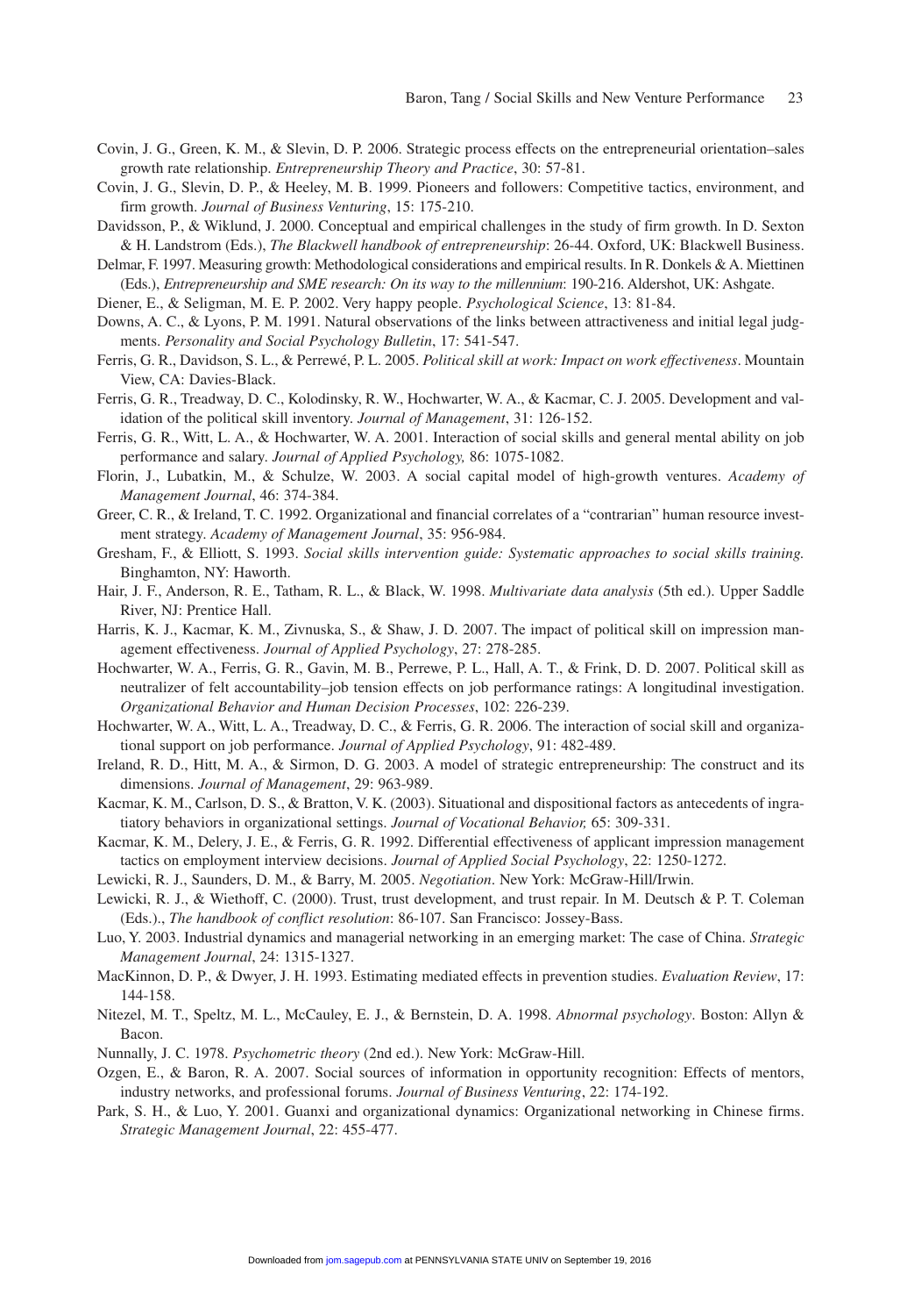Covin, J. G., Green, K. M., & Slevin, D. P. 2006. Strategic process effects on the entrepreneurial orientation–sales growth rate relationship. *Entrepreneurship Theory and Practice*, 30: 57-81.

Covin, J. G., Slevin, D. P., & Heeley, M. B. 1999. Pioneers and followers: Competitive tactics, environment, and firm growth. *Journal of Business Venturing*, 15: 175-210.

Davidsson, P., & Wiklund, J. 2000. Conceptual and empirical challenges in the study of firm growth. In D. Sexton & H. Landstrom (Eds.), *The Blackwell handbook of entrepreneurship*: 26-44. Oxford, UK: Blackwell Business.

Delmar, F. 1997. Measuring growth: Methodological considerations and empirical results. In R. Donkels & A. Miettinen (Eds.), *Entrepreneurship and SME research: On its way to the millennium*: 190-216. Aldershot, UK: Ashgate.

Diener, E., & Seligman, M. E. P. 2002. Very happy people. *Psychological Science*, 13: 81-84.

Downs, A. C., & Lyons, P. M. 1991. Natural observations of the links between attractiveness and initial legal judgments. *Personality and Social Psychology Bulletin*, 17: 541-547.

Ferris, G. R., Davidson, S. L., & Perrewé, P. L. 2005. *Political skill at work: Impact on work effectiveness*. Mountain View, CA: Davies-Black.

Ferris, G. R., Treadway, D. C., Kolodinsky, R. W., Hochwarter, W. A., & Kacmar, C. J. 2005. Development and validation of the political skill inventory. *Journal of Management*, 31: 126-152.

Ferris, G. R., Witt, L. A., & Hochwarter, W. A. 2001. Interaction of social skills and general mental ability on job performance and salary. *Journal of Applied Psychology,* 86: 1075-1082.

Florin, J., Lubatkin, M., & Schulze, W. 2003. A social capital model of high-growth ventures. *Academy of Management Journal*, 46: 374-384.

Greer, C. R., & Ireland, T. C. 1992. Organizational and financial correlates of a "contrarian" human resource investment strategy. *Academy of Management Journal*, 35: 956-984.

Gresham, F., & Elliott, S. 1993. *Social skills intervention guide: Systematic approaches to social skills training.* Binghamton, NY: Haworth.

Hair, J. F., Anderson, R. E., Tatham, R. L., & Black, W. 1998. *Multivariate data analysis* (5th ed.). Upper Saddle River, NJ: Prentice Hall.

Harris, K. J., Kacmar, K. M., Zivnuska, S., & Shaw, J. D. 2007. The impact of political skill on impression management effectiveness. *Journal of Applied Psychology*, 27: 278-285.

Hochwarter, W. A., Ferris, G. R., Gavin, M. B., Perrewe, P. L., Hall, A. T., & Frink, D. D. 2007. Political skill as neutralizer of felt accountability–job tension effects on job performance ratings: A longitudinal investigation. *Organizational Behavior and Human Decision Processes*, 102: 226-239.

Hochwarter, W. A., Witt, L. A., Treadway, D. C., & Ferris, G. R. 2006. The interaction of social skill and organizational support on job performance. *Journal of Applied Psychology*, 91: 482-489.

Ireland, R. D., Hitt, M. A., & Sirmon, D. G. 2003. A model of strategic entrepreneurship: The construct and its dimensions. *Journal of Management*, 29: 963-989.

Kacmar, K. M., Carlson, D. S., & Bratton, V. K. (2003). Situational and dispositional factors as antecedents of ingratiatory behaviors in organizational settings. *Journal of Vocational Behavior,* 65: 309-331.

Kacmar, K. M., Delery, J. E., & Ferris, G. R. 1992. Differential effectiveness of applicant impression management tactics on employment interview decisions. *Journal of Applied Social Psychology*, 22: 1250-1272.

Lewicki, R. J., Saunders, D. M., & Barry, M. 2005. *Negotiation*. New York: McGraw-Hill/Irwin.

Lewicki, R. J., & Wiethoff, C. (2000). Trust, trust development, and trust repair. In M. Deutsch & P. T. Coleman (Eds.)., *The handbook of conflict resolution*: 86-107. San Francisco: Jossey-Bass.

Luo, Y. 2003. Industrial dynamics and managerial networking in an emerging market: The case of China. *Strategic Management Journal*, 24: 1315-1327.

MacKinnon, D. P., & Dwyer, J. H. 1993. Estimating mediated effects in prevention studies. *Evaluation Review*, 17: 144-158.

Nitezel, M. T., Speltz, M. L., McCauley, E. J., & Bernstein, D. A. 1998. *Abnormal psychology*. Boston: Allyn & Bacon.

Nunnally, J. C. 1978. *Psychometric theory* (2nd ed.). New York: McGraw-Hill.

Ozgen, E., & Baron, R. A. 2007. Social sources of information in opportunity recognition: Effects of mentors, industry networks, and professional forums. *Journal of Business Venturing*, 22: 174-192.

Park, S. H., & Luo, Y. 2001. Guanxi and organizational dynamics: Organizational networking in Chinese firms. *Strategic Management Journal*, 22: 455-477.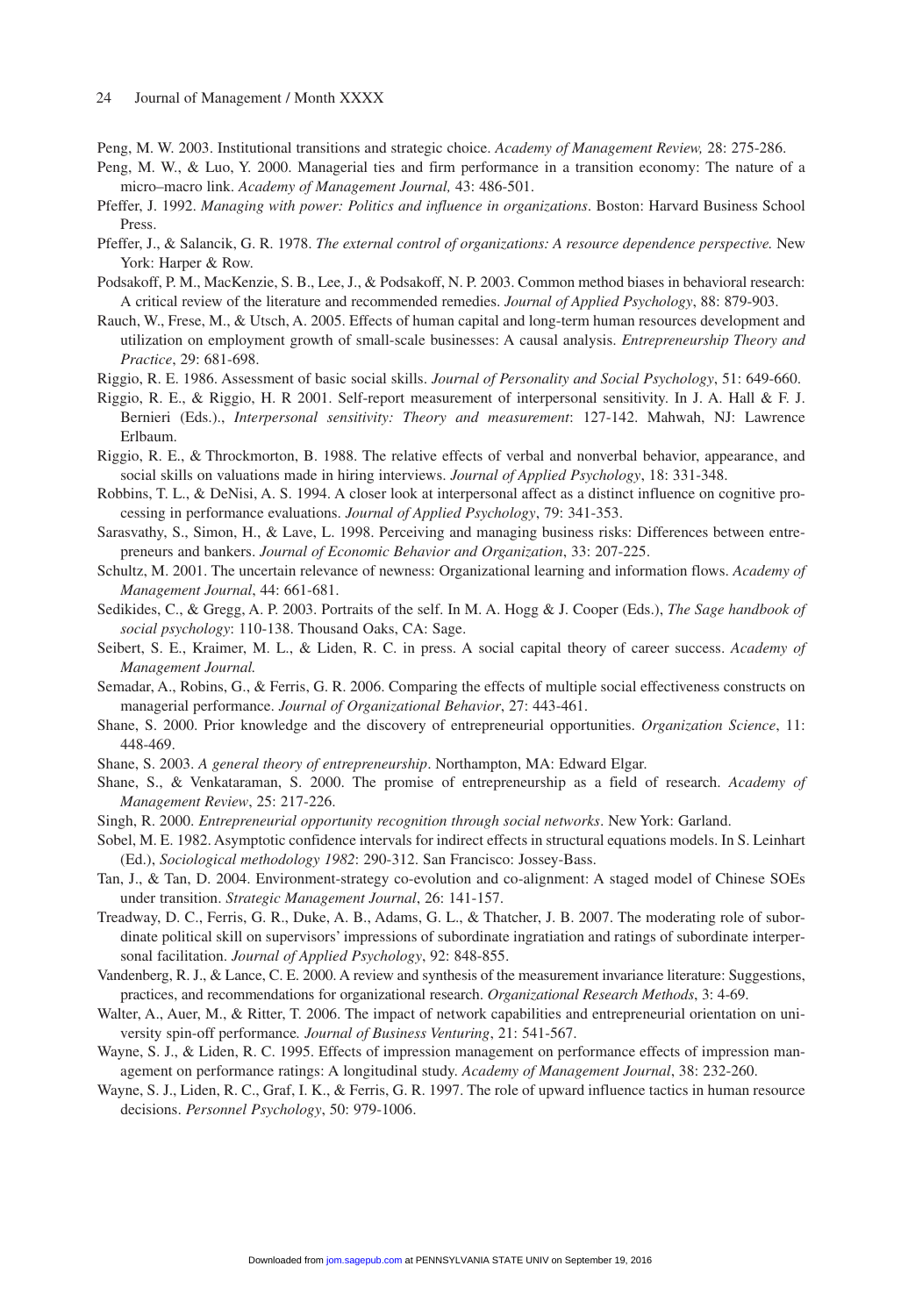Peng, M. W. 2003. Institutional transitions and strategic choice. *Academy of Management Review,* 28: 275-286.

Peng, M. W., & Luo, Y. 2000. Managerial ties and firm performance in a transition economy: The nature of a micro–macro link. *Academy of Management Journal,* 43: 486-501.

Pfeffer, J. 1992. *Managing with power: Politics and influence in organizations*. Boston: Harvard Business School Press.

Pfeffer, J., & Salancik, G. R. 1978. *The external control of organizations: A resource dependence perspective.* New York: Harper & Row.

Podsakoff, P. M., MacKenzie, S. B., Lee, J., & Podsakoff, N. P. 2003. Common method biases in behavioral research: A critical review of the literature and recommended remedies. *Journal of Applied Psychology*, 88: 879-903.

Rauch, W., Frese, M., & Utsch, A. 2005. Effects of human capital and long-term human resources development and utilization on employment growth of small-scale businesses: A causal analysis. *Entrepreneurship Theory and Practice*, 29: 681-698.

Riggio, R. E. 1986. Assessment of basic social skills. *Journal of Personality and Social Psychology*, 51: 649-660.

Riggio, R. E., & Riggio, H. R 2001. Self-report measurement of interpersonal sensitivity. In J. A. Hall & F. J. Bernieri (Eds.)., *Interpersonal sensitivity: Theory and measurement*: 127-142. Mahwah, NJ: Lawrence Erlbaum.

Riggio, R. E., & Throckmorton, B. 1988. The relative effects of verbal and nonverbal behavior, appearance, and social skills on valuations made in hiring interviews. *Journal of Applied Psychology*, 18: 331-348.

Robbins, T. L., & DeNisi, A. S. 1994. A closer look at interpersonal affect as a distinct influence on cognitive processing in performance evaluations. *Journal of Applied Psychology*, 79: 341-353.

Sarasvathy, S., Simon, H., & Lave, L. 1998. Perceiving and managing business risks: Differences between entrepreneurs and bankers. *Journal of Economic Behavior and Organization*, 33: 207-225.

Schultz, M. 2001. The uncertain relevance of newness: Organizational learning and information flows. *Academy of Management Journal*, 44: 661-681.

Sedikides, C., & Gregg, A. P. 2003. Portraits of the self. In M. A. Hogg & J. Cooper (Eds.), *The Sage handbook of social psychology*: 110-138. Thousand Oaks, CA: Sage.

Seibert, S. E., Kraimer, M. L., & Liden, R. C. in press. A social capital theory of career success. *Academy of Management Journal.*

Semadar, A., Robins, G., & Ferris, G. R. 2006. Comparing the effects of multiple social effectiveness constructs on managerial performance. *Journal of Organizational Behavior*, 27: 443-461.

Shane, S. 2000. Prior knowledge and the discovery of entrepreneurial opportunities. *Organization Science*, 11: 448-469.

Shane, S. 2003. *A general theory of entrepreneurship*. Northampton, MA: Edward Elgar.

Shane, S., & Venkataraman, S. 2000. The promise of entrepreneurship as a field of research. *Academy of Management Review*, 25: 217-226.

Singh, R. 2000. *Entrepreneurial opportunity recognition through social networks*. New York: Garland.

Sobel, M. E. 1982. Asymptotic confidence intervals for indirect effects in structural equations models. In S. Leinhart (Ed.), *Sociological methodology 1982*: 290-312. San Francisco: Jossey-Bass.

Tan, J., & Tan, D. 2004. Environment-strategy co-evolution and co-alignment: A staged model of Chinese SOEs under transition. *Strategic Management Journal*, 26: 141-157.

Treadway, D. C., Ferris, G. R., Duke, A. B., Adams, G. L., & Thatcher, J. B. 2007. The moderating role of subordinate political skill on supervisors' impressions of subordinate ingratiation and ratings of subordinate interpersonal facilitation. *Journal of Applied Psychology*, 92: 848-855.

Vandenberg, R. J., & Lance, C. E. 2000. A review and synthesis of the measurement invariance literature: Suggestions, practices, and recommendations for organizational research. *Organizational Research Methods*, 3: 4-69.

Walter, A., Auer, M., & Ritter, T. 2006. The impact of network capabilities and entrepreneurial orientation on university spin-off performance*. Journal of Business Venturing*, 21: 541-567.

Wayne, S. J., & Liden, R. C. 1995. Effects of impression management on performance effects of impression management on performance ratings: A longitudinal study. *Academy of Management Journal*, 38: 232-260.

Wayne, S. J., Liden, R. C., Graf, I. K., & Ferris, G. R. 1997. The role of upward influence tactics in human resource decisions. *Personnel Psychology*, 50: 979-1006.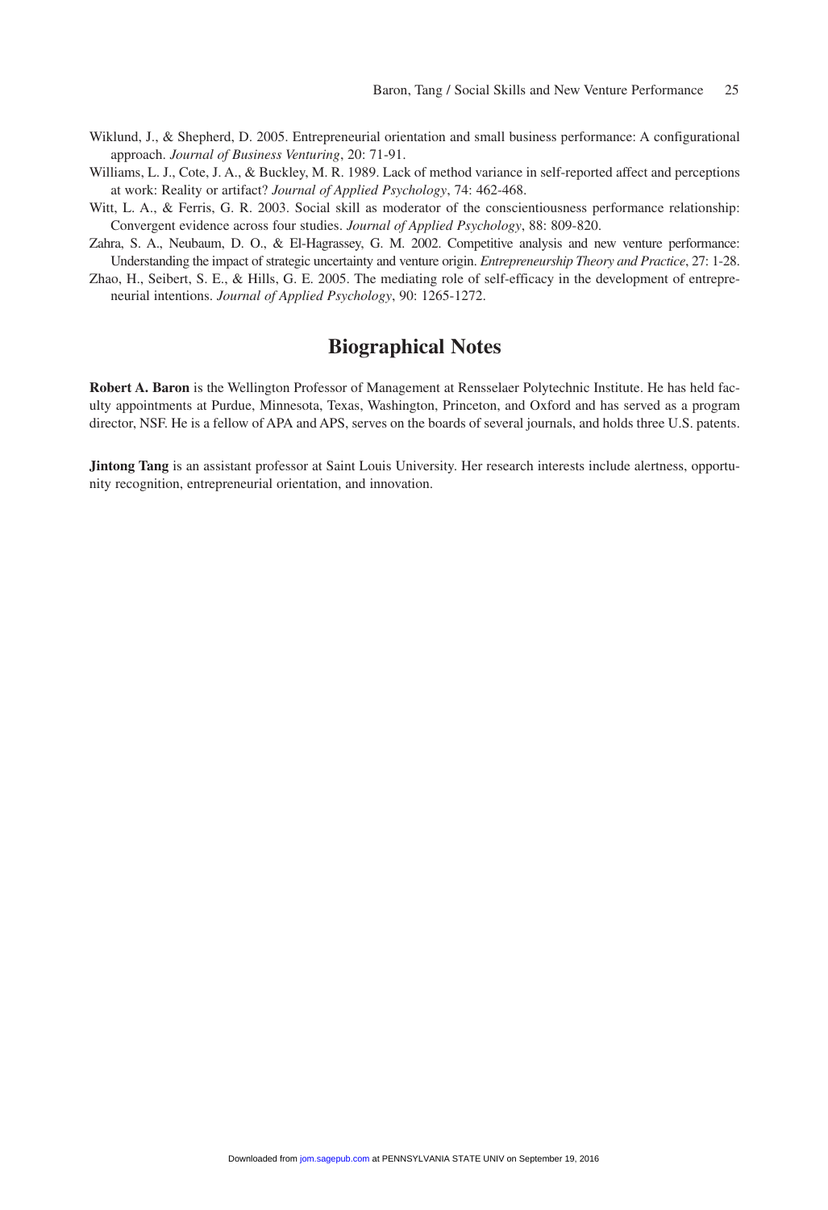Wiklund, J., & Shepherd, D. 2005. Entrepreneurial orientation and small business performance: A configurational approach. *Journal of Business Venturing*, 20: 71-91.

Williams, L. J., Cote, J. A., & Buckley, M. R. 1989. Lack of method variance in self-reported affect and perceptions at work: Reality or artifact? *Journal of Applied Psychology*, 74: 462-468.

Witt, L. A., & Ferris, G. R. 2003. Social skill as moderator of the conscientiousness performance relationship: Convergent evidence across four studies. *Journal of Applied Psychology*, 88: 809-820.

Zahra, S. A., Neubaum, D. O., & El-Hagrassey, G. M. 2002. Competitive analysis and new venture performance: Understanding the impact of strategic uncertainty and venture origin. *Entrepreneurship Theory and Practice*, 27: 1-28.

Zhao, H., Seibert, S. E., & Hills, G. E. 2005. The mediating role of self-efficacy in the development of entrepreneurial intentions. *Journal of Applied Psychology*, 90: 1265-1272.

## Biographical Notes

**Robert A. Baron** is the Wellington Professor of Management at Rensselaer Polytechnic Institute. He has held faculty appointments at Purdue, Minnesota, Texas, Washington, Princeton, and Oxford and has served as a program director, NSF. He is a fellow of APA and APS, serves on the boards of several journals, and holds three U.S. patents.

**Jintong Tang** is an assistant professor at Saint Louis University. Her research interests include alertness, opportunity recognition, entrepreneurial orientation, and innovation.